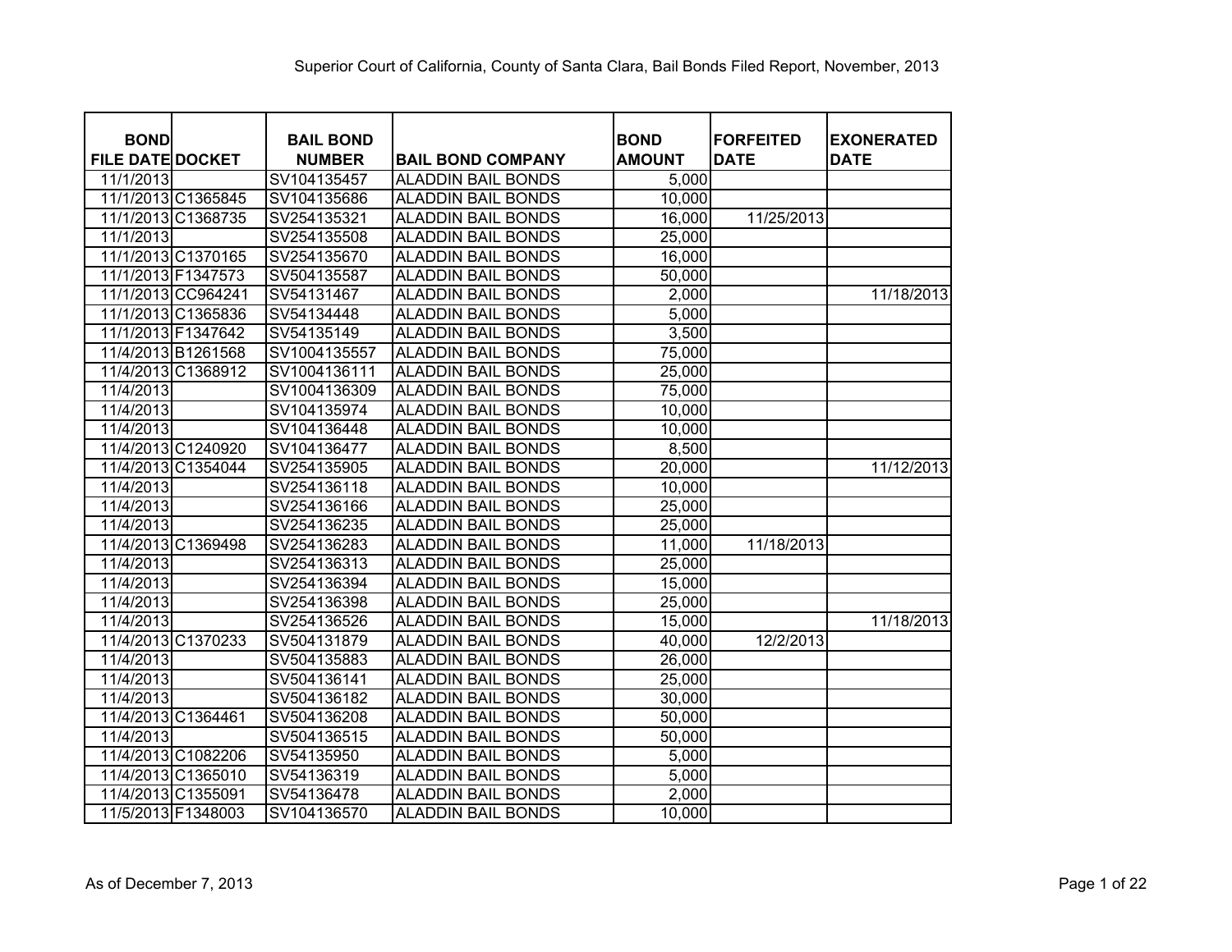Superior Court of California, County of Santa Clara, Bail Bonds Filed Report, November, 2013

| BOND FILE DATE | DOCKET | BAIL BOND NUMBER | BAIL BOND COMPANY | BOND AMOUNT | FORFEITED DATE | EXONERATED DATE |
|---|---|---|---|---|---|---|
| 11/1/2013 | | SV104135457 | ALADDIN BAIL BONDS | 5,000 | | |
| 11/1/2013 | C1365845 | SV104135686 | ALADDIN BAIL BONDS | 10,000 | | |
| 11/1/2013 | C1368735 | SV254135321 | ALADDIN BAIL BONDS | 16,000 | 11/25/2013 | |
| 11/1/2013 | | SV254135508 | ALADDIN BAIL BONDS | 25,000 | | |
| 11/1/2013 | C1370165 | SV254135670 | ALADDIN BAIL BONDS | 16,000 | | |
| 11/1/2013 | F1347573 | SV504135587 | ALADDIN BAIL BONDS | 50,000 | | |
| 11/1/2013 | CC964241 | SV54131467 | ALADDIN BAIL BONDS | 2,000 | | 11/18/2013 |
| 11/1/2013 | C1365836 | SV54134448 | ALADDIN BAIL BONDS | 5,000 | | |
| 11/1/2013 | F1347642 | SV54135149 | ALADDIN BAIL BONDS | 3,500 | | |
| 11/4/2013 | B1261568 | SV1004135557 | ALADDIN BAIL BONDS | 75,000 | | |
| 11/4/2013 | C1368912 | SV1004136111 | ALADDIN BAIL BONDS | 25,000 | | |
| 11/4/2013 | | SV1004136309 | ALADDIN BAIL BONDS | 75,000 | | |
| 11/4/2013 | | SV104135974 | ALADDIN BAIL BONDS | 10,000 | | |
| 11/4/2013 | | SV104136448 | ALADDIN BAIL BONDS | 10,000 | | |
| 11/4/2013 | C1240920 | SV104136477 | ALADDIN BAIL BONDS | 8,500 | | |
| 11/4/2013 | C1354044 | SV254135905 | ALADDIN BAIL BONDS | 20,000 | | 11/12/2013 |
| 11/4/2013 | | SV254136118 | ALADDIN BAIL BONDS | 10,000 | | |
| 11/4/2013 | | SV254136166 | ALADDIN BAIL BONDS | 25,000 | | |
| 11/4/2013 | | SV254136235 | ALADDIN BAIL BONDS | 25,000 | | |
| 11/4/2013 | C1369498 | SV254136283 | ALADDIN BAIL BONDS | 11,000 | 11/18/2013 | |
| 11/4/2013 | | SV254136313 | ALADDIN BAIL BONDS | 25,000 | | |
| 11/4/2013 | | SV254136394 | ALADDIN BAIL BONDS | 15,000 | | |
| 11/4/2013 | | SV254136398 | ALADDIN BAIL BONDS | 25,000 | | |
| 11/4/2013 | | SV254136526 | ALADDIN BAIL BONDS | 15,000 | | 11/18/2013 |
| 11/4/2013 | C1370233 | SV504131879 | ALADDIN BAIL BONDS | 40,000 | 12/2/2013 | |
| 11/4/2013 | | SV504135883 | ALADDIN BAIL BONDS | 26,000 | | |
| 11/4/2013 | | SV504136141 | ALADDIN BAIL BONDS | 25,000 | | |
| 11/4/2013 | | SV504136182 | ALADDIN BAIL BONDS | 30,000 | | |
| 11/4/2013 | C1364461 | SV504136208 | ALADDIN BAIL BONDS | 50,000 | | |
| 11/4/2013 | | SV504136515 | ALADDIN BAIL BONDS | 50,000 | | |
| 11/4/2013 | C1082206 | SV54135950 | ALADDIN BAIL BONDS | 5,000 | | |
| 11/4/2013 | C1365010 | SV54136319 | ALADDIN BAIL BONDS | 5,000 | | |
| 11/4/2013 | C1355091 | SV54136478 | ALADDIN BAIL BONDS | 2,000 | | |
| 11/5/2013 | F1348003 | SV104136570 | ALADDIN BAIL BONDS | 10,000 | | |

As of December 7, 2013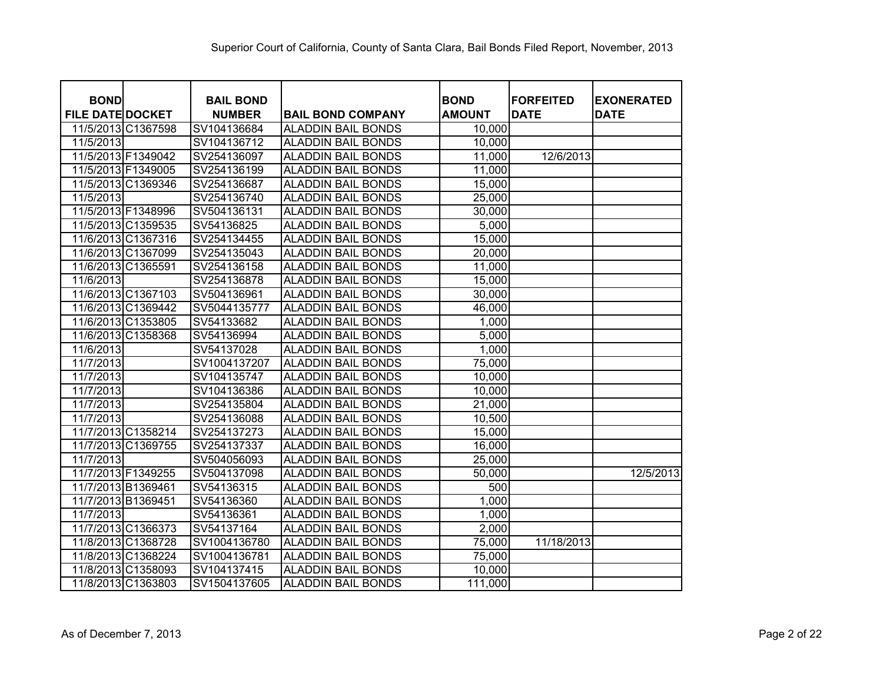Superior Court of California, County of Santa Clara, Bail Bonds Filed Report, November, 2013

| BOND FILE DATE | DOCKET | BAIL BOND NUMBER | BAIL BOND COMPANY | BOND AMOUNT | FORFEITED DATE | EXONERATED DATE |
|---|---|---|---|---|---|---|
| 11/5/2013 | C1367598 | SV104136684 | ALADDIN BAIL BONDS | 10,000 | | |
| 11/5/2013 | | SV104136712 | ALADDIN BAIL BONDS | 10,000 | | |
| 11/5/2013 | F1349042 | SV254136097 | ALADDIN BAIL BONDS | 11,000 | 12/6/2013 | |
| 11/5/2013 | F1349005 | SV254136199 | ALADDIN BAIL BONDS | 11,000 | | |
| 11/5/2013 | C1369346 | SV254136687 | ALADDIN BAIL BONDS | 15,000 | | |
| 11/5/2013 | | SV254136740 | ALADDIN BAIL BONDS | 25,000 | | |
| 11/5/2013 | F1348996 | SV504136131 | ALADDIN BAIL BONDS | 30,000 | | |
| 11/5/2013 | C1359535 | SV54136825 | ALADDIN BAIL BONDS | 5,000 | | |
| 11/6/2013 | C1367316 | SV254134455 | ALADDIN BAIL BONDS | 15,000 | | |
| 11/6/2013 | C1367099 | SV254135043 | ALADDIN BAIL BONDS | 20,000 | | |
| 11/6/2013 | C1365591 | SV254136158 | ALADDIN BAIL BONDS | 11,000 | | |
| 11/6/2013 | | SV254136878 | ALADDIN BAIL BONDS | 15,000 | | |
| 11/6/2013 | C1367103 | SV504136961 | ALADDIN BAIL BONDS | 30,000 | | |
| 11/6/2013 | C1369442 | SV5044135777 | ALADDIN BAIL BONDS | 46,000 | | |
| 11/6/2013 | C1353805 | SV54133682 | ALADDIN BAIL BONDS | 1,000 | | |
| 11/6/2013 | C1358368 | SV54136994 | ALADDIN BAIL BONDS | 5,000 | | |
| 11/6/2013 | | SV54137028 | ALADDIN BAIL BONDS | 1,000 | | |
| 11/7/2013 | | SV1004137207 | ALADDIN BAIL BONDS | 75,000 | | |
| 11/7/2013 | | SV104135747 | ALADDIN BAIL BONDS | 10,000 | | |
| 11/7/2013 | | SV104136386 | ALADDIN BAIL BONDS | 10,000 | | |
| 11/7/2013 | | SV254135804 | ALADDIN BAIL BONDS | 21,000 | | |
| 11/7/2013 | | SV254136088 | ALADDIN BAIL BONDS | 10,500 | | |
| 11/7/2013 | C1358214 | SV254137273 | ALADDIN BAIL BONDS | 15,000 | | |
| 11/7/2013 | C1369755 | SV254137337 | ALADDIN BAIL BONDS | 16,000 | | |
| 11/7/2013 | | SV504056093 | ALADDIN BAIL BONDS | 25,000 | | |
| 11/7/2013 | F1349255 | SV504137098 | ALADDIN BAIL BONDS | 50,000 | | 12/5/2013 |
| 11/7/2013 | B1369461 | SV54136315 | ALADDIN BAIL BONDS | 500 | | |
| 11/7/2013 | B1369451 | SV54136360 | ALADDIN BAIL BONDS | 1,000 | | |
| 11/7/2013 | | SV54136361 | ALADDIN BAIL BONDS | 1,000 | | |
| 11/7/2013 | C1366373 | SV54137164 | ALADDIN BAIL BONDS | 2,000 | | |
| 11/8/2013 | C1368728 | SV1004136780 | ALADDIN BAIL BONDS | 75,000 | 11/18/2013 | |
| 11/8/2013 | C1368224 | SV1004136781 | ALADDIN BAIL BONDS | 75,000 | | |
| 11/8/2013 | C1358093 | SV104137415 | ALADDIN BAIL BONDS | 10,000 | | |
| 11/8/2013 | C1363803 | SV1504137605 | ALADDIN BAIL BONDS | 111,000 | | |

As of December 7, 2013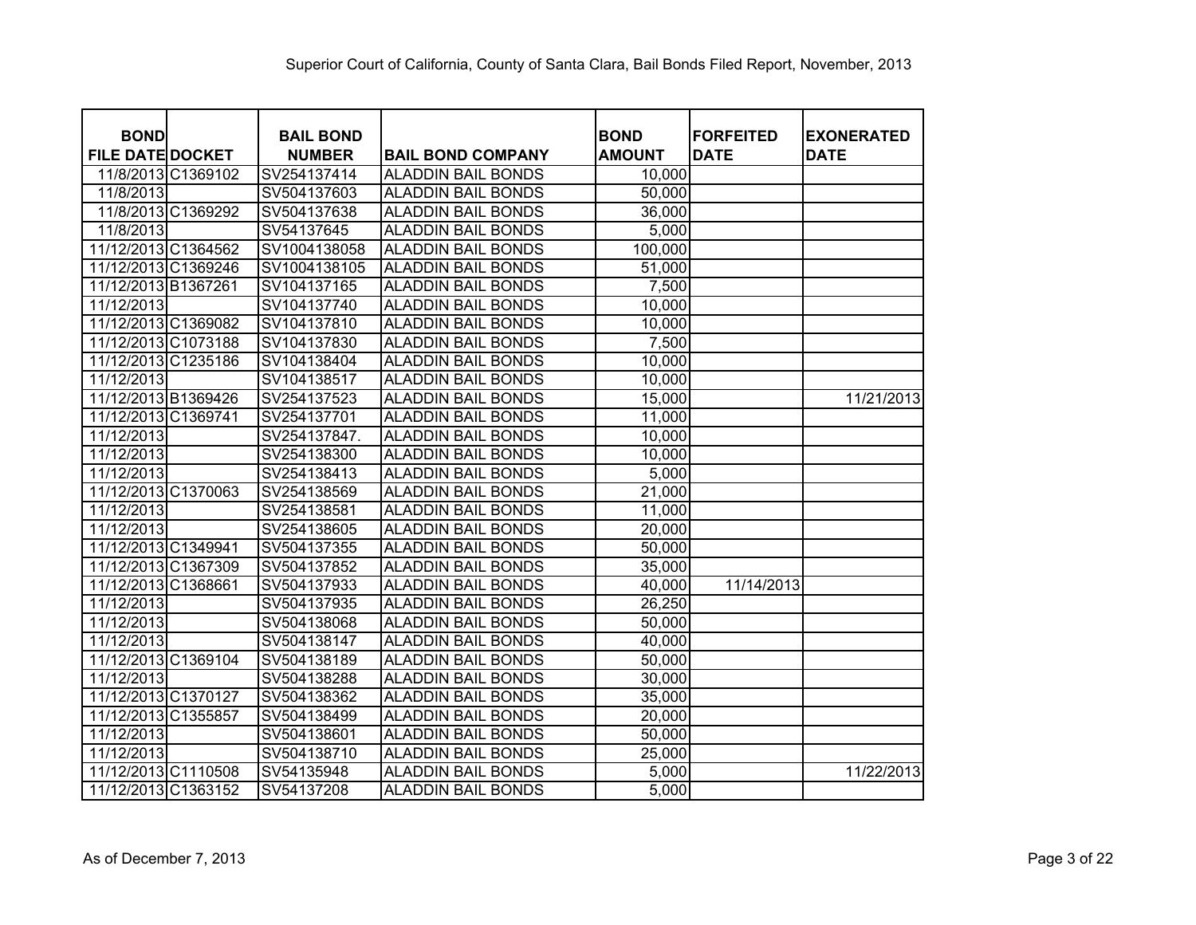Superior Court of California, County of Santa Clara, Bail Bonds Filed Report, November, 2013

| BOND FILE DATE | DOCKET | BAIL BOND NUMBER | BAIL BOND COMPANY | BOND AMOUNT | FORFEITED DATE | EXONERATED DATE |
|---|---|---|---|---|---|---|
| 11/8/2013 | C1369102 | SV254137414 | ALADDIN BAIL BONDS | 10,000 | | |
| 11/8/2013 | | SV504137603 | ALADDIN BAIL BONDS | 50,000 | | |
| 11/8/2013 | C1369292 | SV504137638 | ALADDIN BAIL BONDS | 36,000 | | |
| 11/8/2013 | | SV54137645 | ALADDIN BAIL BONDS | 5,000 | | |
| 11/12/2013 | C1364562 | SV1004138058 | ALADDIN BAIL BONDS | 100,000 | | |
| 11/12/2013 | C1369246 | SV1004138105 | ALADDIN BAIL BONDS | 51,000 | | |
| 11/12/2013 | B1367261 | SV104137165 | ALADDIN BAIL BONDS | 7,500 | | |
| 11/12/2013 | | SV104137740 | ALADDIN BAIL BONDS | 10,000 | | |
| 11/12/2013 | C1369082 | SV104137810 | ALADDIN BAIL BONDS | 10,000 | | |
| 11/12/2013 | C1073188 | SV104137830 | ALADDIN BAIL BONDS | 7,500 | | |
| 11/12/2013 | C1235186 | SV104138404 | ALADDIN BAIL BONDS | 10,000 | | |
| 11/12/2013 | | SV104138517 | ALADDIN BAIL BONDS | 10,000 | | |
| 11/12/2013 | B1369426 | SV254137523 | ALADDIN BAIL BONDS | 15,000 | | 11/21/2013 |
| 11/12/2013 | C1369741 | SV254137701 | ALADDIN BAIL BONDS | 11,000 | | |
| 11/12/2013 | | SV254137847. | ALADDIN BAIL BONDS | 10,000 | | |
| 11/12/2013 | | SV254138300 | ALADDIN BAIL BONDS | 10,000 | | |
| 11/12/2013 | | SV254138413 | ALADDIN BAIL BONDS | 5,000 | | |
| 11/12/2013 | C1370063 | SV254138569 | ALADDIN BAIL BONDS | 21,000 | | |
| 11/12/2013 | | SV254138581 | ALADDIN BAIL BONDS | 11,000 | | |
| 11/12/2013 | | SV254138605 | ALADDIN BAIL BONDS | 20,000 | | |
| 11/12/2013 | C1349941 | SV504137355 | ALADDIN BAIL BONDS | 50,000 | | |
| 11/12/2013 | C1367309 | SV504137852 | ALADDIN BAIL BONDS | 35,000 | | |
| 11/12/2013 | C1368661 | SV504137933 | ALADDIN BAIL BONDS | 40,000 | 11/14/2013 | |
| 11/12/2013 | | SV504137935 | ALADDIN BAIL BONDS | 26,250 | | |
| 11/12/2013 | | SV504138068 | ALADDIN BAIL BONDS | 50,000 | | |
| 11/12/2013 | | SV504138147 | ALADDIN BAIL BONDS | 40,000 | | |
| 11/12/2013 | C1369104 | SV504138189 | ALADDIN BAIL BONDS | 50,000 | | |
| 11/12/2013 | | SV504138288 | ALADDIN BAIL BONDS | 30,000 | | |
| 11/12/2013 | C1370127 | SV504138362 | ALADDIN BAIL BONDS | 35,000 | | |
| 11/12/2013 | C1355857 | SV504138499 | ALADDIN BAIL BONDS | 20,000 | | |
| 11/12/2013 | | SV504138601 | ALADDIN BAIL BONDS | 50,000 | | |
| 11/12/2013 | | SV504138710 | ALADDIN BAIL BONDS | 25,000 | | |
| 11/12/2013 | C1110508 | SV54135948 | ALADDIN BAIL BONDS | 5,000 | | 11/22/2013 |
| 11/12/2013 | C1363152 | SV54137208 | ALADDIN BAIL BONDS | 5,000 | | |

As of December 7, 2013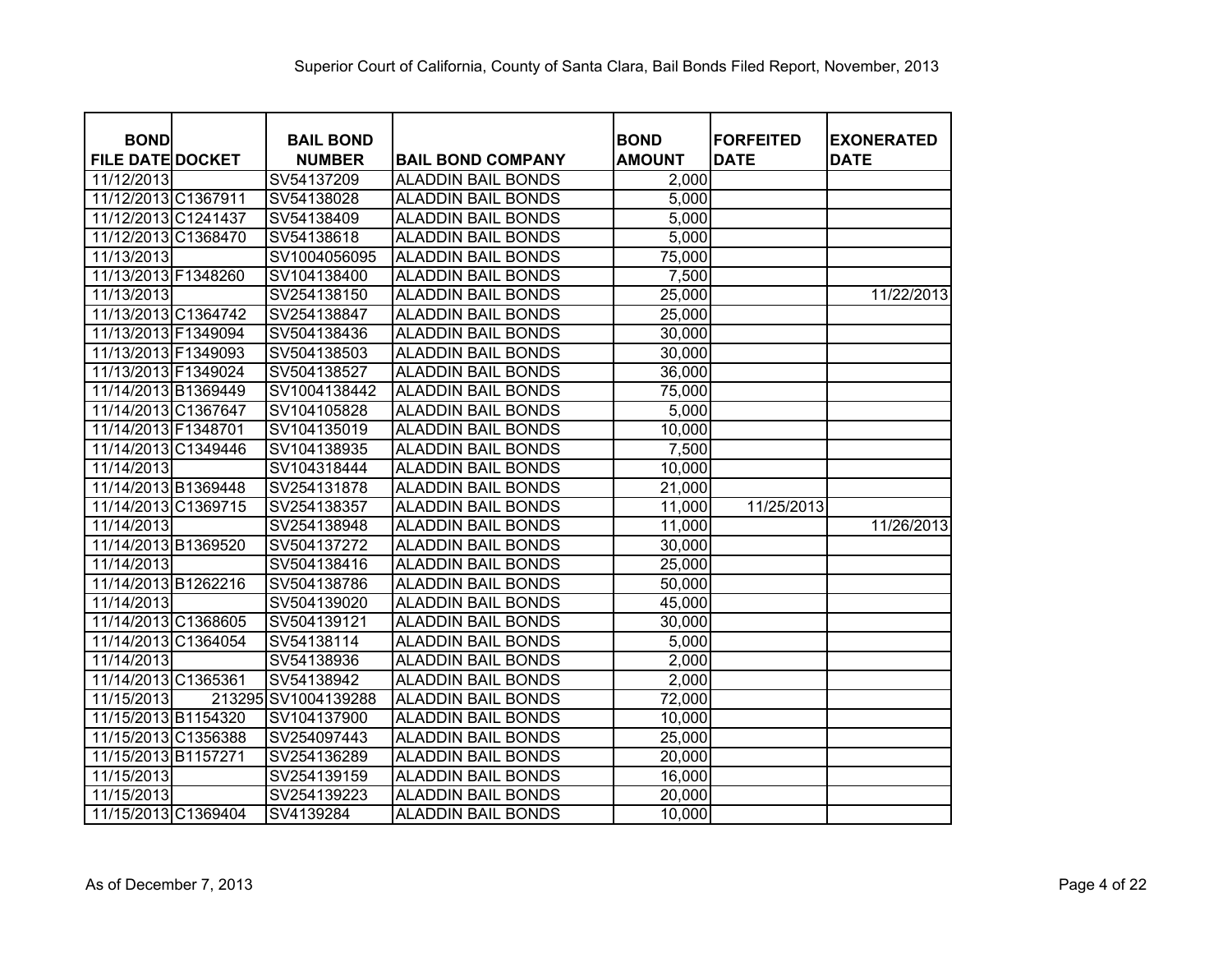Superior Court of California, County of Santa Clara, Bail Bonds Filed Report, November, 2013

| BOND FILE DATE | DOCKET | BAIL BOND NUMBER | BAIL BOND COMPANY | BOND AMOUNT | FORFEITED DATE | EXONERATED DATE |
|---|---|---|---|---|---|---|
| 11/12/2013 | | SV54137209 | ALADDIN BAIL BONDS | 2,000 | | |
| 11/12/2013 | C1367911 | SV54138028 | ALADDIN BAIL BONDS | 5,000 | | |
| 11/12/2013 | C1241437 | SV54138409 | ALADDIN BAIL BONDS | 5,000 | | |
| 11/12/2013 | C1368470 | SV54138618 | ALADDIN BAIL BONDS | 5,000 | | |
| 11/13/2013 | | SV1004056095 | ALADDIN BAIL BONDS | 75,000 | | |
| 11/13/2013 | F1348260 | SV104138400 | ALADDIN BAIL BONDS | 7,500 | | |
| 11/13/2013 | | SV254138150 | ALADDIN BAIL BONDS | 25,000 | | 11/22/2013 |
| 11/13/2013 | C1364742 | SV254138847 | ALADDIN BAIL BONDS | 25,000 | | |
| 11/13/2013 | F1349094 | SV504138436 | ALADDIN BAIL BONDS | 30,000 | | |
| 11/13/2013 | F1349093 | SV504138503 | ALADDIN BAIL BONDS | 30,000 | | |
| 11/13/2013 | F1349024 | SV504138527 | ALADDIN BAIL BONDS | 36,000 | | |
| 11/14/2013 | B1369449 | SV1004138442 | ALADDIN BAIL BONDS | 75,000 | | |
| 11/14/2013 | C1367647 | SV104105828 | ALADDIN BAIL BONDS | 5,000 | | |
| 11/14/2013 | F1348701 | SV104135019 | ALADDIN BAIL BONDS | 10,000 | | |
| 11/14/2013 | C1349446 | SV104138935 | ALADDIN BAIL BONDS | 7,500 | | |
| 11/14/2013 | | SV104318444 | ALADDIN BAIL BONDS | 10,000 | | |
| 11/14/2013 | B1369448 | SV254131878 | ALADDIN BAIL BONDS | 21,000 | | |
| 11/14/2013 | C1369715 | SV254138357 | ALADDIN BAIL BONDS | 11,000 | 11/25/2013 | |
| 11/14/2013 | | SV254138948 | ALADDIN BAIL BONDS | 11,000 | | 11/26/2013 |
| 11/14/2013 | B1369520 | SV504137272 | ALADDIN BAIL BONDS | 30,000 | | |
| 11/14/2013 | | SV504138416 | ALADDIN BAIL BONDS | 25,000 | | |
| 11/14/2013 | B1262216 | SV504138786 | ALADDIN BAIL BONDS | 50,000 | | |
| 11/14/2013 | | SV504139020 | ALADDIN BAIL BONDS | 45,000 | | |
| 11/14/2013 | C1368605 | SV504139121 | ALADDIN BAIL BONDS | 30,000 | | |
| 11/14/2013 | C1364054 | SV54138114 | ALADDIN BAIL BONDS | 5,000 | | |
| 11/14/2013 | | SV54138936 | ALADDIN BAIL BONDS | 2,000 | | |
| 11/14/2013 | C1365361 | SV54138942 | ALADDIN BAIL BONDS | 2,000 | | |
| 11/15/2013 | 213295 | SV1004139288 | ALADDIN BAIL BONDS | 72,000 | | |
| 11/15/2013 | B1154320 | SV104137900 | ALADDIN BAIL BONDS | 10,000 | | |
| 11/15/2013 | C1356388 | SV254097443 | ALADDIN BAIL BONDS | 25,000 | | |
| 11/15/2013 | B1157271 | SV254136289 | ALADDIN BAIL BONDS | 20,000 | | |
| 11/15/2013 | | SV254139159 | ALADDIN BAIL BONDS | 16,000 | | |
| 11/15/2013 | | SV254139223 | ALADDIN BAIL BONDS | 20,000 | | |
| 11/15/2013 | C1369404 | SV4139284 | ALADDIN BAIL BONDS | 10,000 | | |

As of December 7, 2013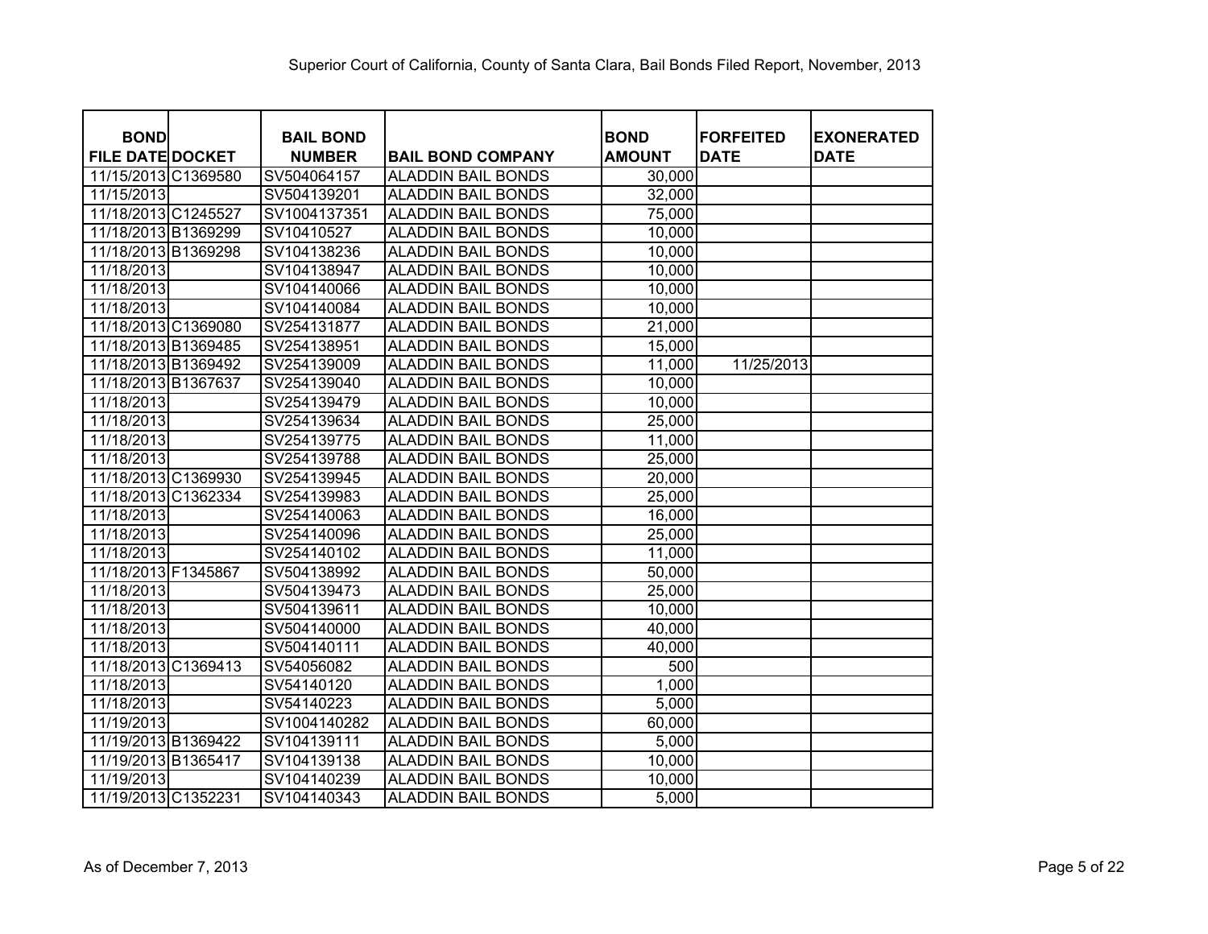Superior Court of California, County of Santa Clara, Bail Bonds Filed Report, November, 2013

| BOND FILE DATE | DOCKET | BAIL BOND NUMBER | BAIL BOND COMPANY | BOND AMOUNT | FORFEITED DATE | EXONERATED DATE |
|---|---|---|---|---|---|---|
| 11/15/2013 | C1369580 | SV504064157 | ALADDIN BAIL BONDS | 30,000 | | |
| 11/15/2013 | | SV504139201 | ALADDIN BAIL BONDS | 32,000 | | |
| 11/18/2013 | C1245527 | SV1004137351 | ALADDIN BAIL BONDS | 75,000 | | |
| 11/18/2013 | B1369299 | SV10410527 | ALADDIN BAIL BONDS | 10,000 | | |
| 11/18/2013 | B1369298 | SV104138236 | ALADDIN BAIL BONDS | 10,000 | | |
| 11/18/2013 | | SV104138947 | ALADDIN BAIL BONDS | 10,000 | | |
| 11/18/2013 | | SV104140066 | ALADDIN BAIL BONDS | 10,000 | | |
| 11/18/2013 | | SV104140084 | ALADDIN BAIL BONDS | 10,000 | | |
| 11/18/2013 | C1369080 | SV254131877 | ALADDIN BAIL BONDS | 21,000 | | |
| 11/18/2013 | B1369485 | SV254138951 | ALADDIN BAIL BONDS | 15,000 | | |
| 11/18/2013 | B1369492 | SV254139009 | ALADDIN BAIL BONDS | 11,000 | 11/25/2013 | |
| 11/18/2013 | B1367637 | SV254139040 | ALADDIN BAIL BONDS | 10,000 | | |
| 11/18/2013 | | SV254139479 | ALADDIN BAIL BONDS | 10,000 | | |
| 11/18/2013 | | SV254139634 | ALADDIN BAIL BONDS | 25,000 | | |
| 11/18/2013 | | SV254139775 | ALADDIN BAIL BONDS | 11,000 | | |
| 11/18/2013 | | SV254139788 | ALADDIN BAIL BONDS | 25,000 | | |
| 11/18/2013 | C1369930 | SV254139945 | ALADDIN BAIL BONDS | 20,000 | | |
| 11/18/2013 | C1362334 | SV254139983 | ALADDIN BAIL BONDS | 25,000 | | |
| 11/18/2013 | | SV254140063 | ALADDIN BAIL BONDS | 16,000 | | |
| 11/18/2013 | | SV254140096 | ALADDIN BAIL BONDS | 25,000 | | |
| 11/18/2013 | | SV254140102 | ALADDIN BAIL BONDS | 11,000 | | |
| 11/18/2013 | F1345867 | SV504138992 | ALADDIN BAIL BONDS | 50,000 | | |
| 11/18/2013 | | SV504139473 | ALADDIN BAIL BONDS | 25,000 | | |
| 11/18/2013 | | SV504139611 | ALADDIN BAIL BONDS | 10,000 | | |
| 11/18/2013 | | SV504140000 | ALADDIN BAIL BONDS | 40,000 | | |
| 11/18/2013 | | SV504140111 | ALADDIN BAIL BONDS | 40,000 | | |
| 11/18/2013 | C1369413 | SV54056082 | ALADDIN BAIL BONDS | 500 | | |
| 11/18/2013 | | SV54140120 | ALADDIN BAIL BONDS | 1,000 | | |
| 11/18/2013 | | SV54140223 | ALADDIN BAIL BONDS | 5,000 | | |
| 11/19/2013 | | SV1004140282 | ALADDIN BAIL BONDS | 60,000 | | |
| 11/19/2013 | B1369422 | SV104139111 | ALADDIN BAIL BONDS | 5,000 | | |
| 11/19/2013 | B1365417 | SV104139138 | ALADDIN BAIL BONDS | 10,000 | | |
| 11/19/2013 | | SV104140239 | ALADDIN BAIL BONDS | 10,000 | | |
| 11/19/2013 | C1352231 | SV104140343 | ALADDIN BAIL BONDS | 5,000 | | |

As of December 7, 2013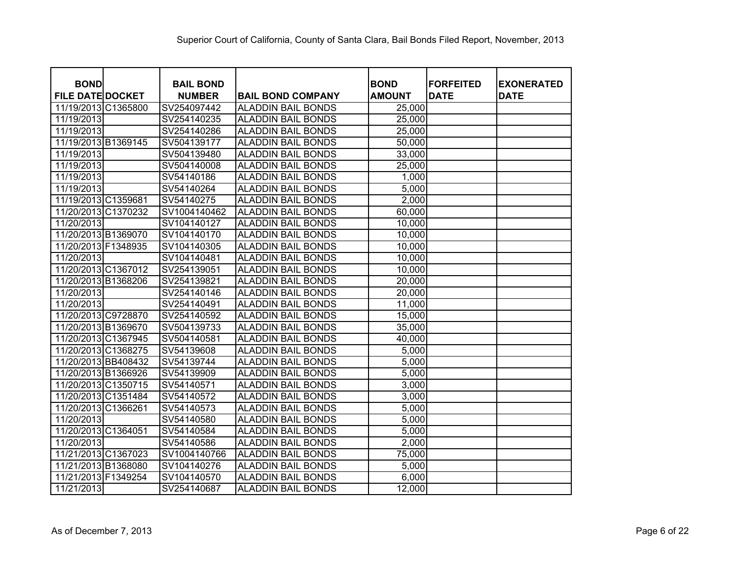Superior Court of California, County of Santa Clara, Bail Bonds Filed Report, November, 2013

| BOND FILE DATE | DOCKET | BAIL BOND NUMBER | BAIL BOND COMPANY | BOND AMOUNT | FORFEITED DATE | EXONERATED DATE |
|---|---|---|---|---|---|---|
| 11/19/2013 | C1365800 | SV254097442 | ALADDIN BAIL BONDS | 25,000 | | |
| 11/19/2013 | | SV254140235 | ALADDIN BAIL BONDS | 25,000 | | |
| 11/19/2013 | | SV254140286 | ALADDIN BAIL BONDS | 25,000 | | |
| 11/19/2013 | B1369145 | SV504139177 | ALADDIN BAIL BONDS | 50,000 | | |
| 11/19/2013 | | SV504139480 | ALADDIN BAIL BONDS | 33,000 | | |
| 11/19/2013 | | SV504140008 | ALADDIN BAIL BONDS | 25,000 | | |
| 11/19/2013 | | SV54140186 | ALADDIN BAIL BONDS | 1,000 | | |
| 11/19/2013 | | SV54140264 | ALADDIN BAIL BONDS | 5,000 | | |
| 11/19/2013 | C1359681 | SV54140275 | ALADDIN BAIL BONDS | 2,000 | | |
| 11/20/2013 | C1370232 | SV1004140462 | ALADDIN BAIL BONDS | 60,000 | | |
| 11/20/2013 | | SV104140127 | ALADDIN BAIL BONDS | 10,000 | | |
| 11/20/2013 | B1369070 | SV104140170 | ALADDIN BAIL BONDS | 10,000 | | |
| 11/20/2013 | F1348935 | SV104140305 | ALADDIN BAIL BONDS | 10,000 | | |
| 11/20/2013 | | SV104140481 | ALADDIN BAIL BONDS | 10,000 | | |
| 11/20/2013 | C1367012 | SV254139051 | ALADDIN BAIL BONDS | 10,000 | | |
| 11/20/2013 | B1368206 | SV254139821 | ALADDIN BAIL BONDS | 20,000 | | |
| 11/20/2013 | | SV254140146 | ALADDIN BAIL BONDS | 20,000 | | |
| 11/20/2013 | | SV254140491 | ALADDIN BAIL BONDS | 11,000 | | |
| 11/20/2013 | C9728870 | SV254140592 | ALADDIN BAIL BONDS | 15,000 | | |
| 11/20/2013 | B1369670 | SV504139733 | ALADDIN BAIL BONDS | 35,000 | | |
| 11/20/2013 | C1367945 | SV504140581 | ALADDIN BAIL BONDS | 40,000 | | |
| 11/20/2013 | C1368275 | SV54139608 | ALADDIN BAIL BONDS | 5,000 | | |
| 11/20/2013 | BB408432 | SV54139744 | ALADDIN BAIL BONDS | 5,000 | | |
| 11/20/2013 | B1366926 | SV54139909 | ALADDIN BAIL BONDS | 5,000 | | |
| 11/20/2013 | C1350715 | SV54140571 | ALADDIN BAIL BONDS | 3,000 | | |
| 11/20/2013 | C1351484 | SV54140572 | ALADDIN BAIL BONDS | 3,000 | | |
| 11/20/2013 | C1366261 | SV54140573 | ALADDIN BAIL BONDS | 5,000 | | |
| 11/20/2013 | | SV54140580 | ALADDIN BAIL BONDS | 5,000 | | |
| 11/20/2013 | C1364051 | SV54140584 | ALADDIN BAIL BONDS | 5,000 | | |
| 11/20/2013 | | SV54140586 | ALADDIN BAIL BONDS | 2,000 | | |
| 11/21/2013 | C1367023 | SV1004140766 | ALADDIN BAIL BONDS | 75,000 | | |
| 11/21/2013 | B1368080 | SV104140276 | ALADDIN BAIL BONDS | 5,000 | | |
| 11/21/2013 | F1349254 | SV104140570 | ALADDIN BAIL BONDS | 6,000 | | |
| 11/21/2013 | | SV254140687 | ALADDIN BAIL BONDS | 12,000 | | |

As of December 7, 2013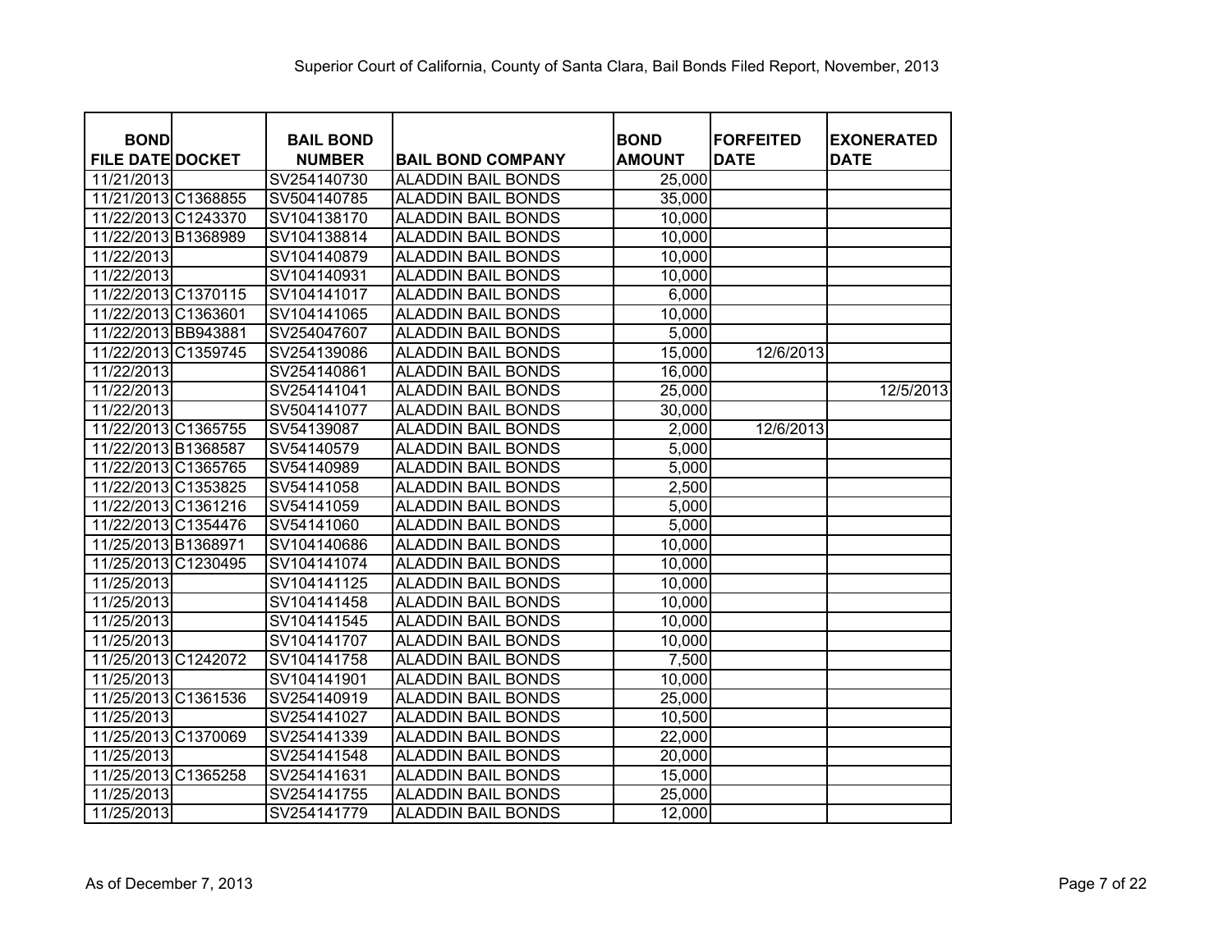Superior Court of California, County of Santa Clara, Bail Bonds Filed Report, November, 2013

| BOND FILE DATE | DOCKET | BAIL BOND NUMBER | BAIL BOND COMPANY | BOND AMOUNT | FORFEITED DATE | EXONERATED DATE |
|---|---|---|---|---|---|---|
| 11/21/2013 | | SV254140730 | ALADDIN BAIL BONDS | 25,000 | | |
| 11/21/2013 | C1368855 | SV504140785 | ALADDIN BAIL BONDS | 35,000 | | |
| 11/22/2013 | C1243370 | SV104138170 | ALADDIN BAIL BONDS | 10,000 | | |
| 11/22/2013 | B1368989 | SV104138814 | ALADDIN BAIL BONDS | 10,000 | | |
| 11/22/2013 | | SV104140879 | ALADDIN BAIL BONDS | 10,000 | | |
| 11/22/2013 | | SV104140931 | ALADDIN BAIL BONDS | 10,000 | | |
| 11/22/2013 | C1370115 | SV104141017 | ALADDIN BAIL BONDS | 6,000 | | |
| 11/22/2013 | C1363601 | SV104141065 | ALADDIN BAIL BONDS | 10,000 | | |
| 11/22/2013 | BB943881 | SV254047607 | ALADDIN BAIL BONDS | 5,000 | | |
| 11/22/2013 | C1359745 | SV254139086 | ALADDIN BAIL BONDS | 15,000 | 12/6/2013 | |
| 11/22/2013 | | SV254140861 | ALADDIN BAIL BONDS | 16,000 | | |
| 11/22/2013 | | SV254141041 | ALADDIN BAIL BONDS | 25,000 | | 12/5/2013 |
| 11/22/2013 | | SV504141077 | ALADDIN BAIL BONDS | 30,000 | | |
| 11/22/2013 | C1365755 | SV54139087 | ALADDIN BAIL BONDS | 2,000 | 12/6/2013 | |
| 11/22/2013 | B1368587 | SV54140579 | ALADDIN BAIL BONDS | 5,000 | | |
| 11/22/2013 | C1365765 | SV54140989 | ALADDIN BAIL BONDS | 5,000 | | |
| 11/22/2013 | C1353825 | SV54141058 | ALADDIN BAIL BONDS | 2,500 | | |
| 11/22/2013 | C1361216 | SV54141059 | ALADDIN BAIL BONDS | 5,000 | | |
| 11/22/2013 | C1354476 | SV54141060 | ALADDIN BAIL BONDS | 5,000 | | |
| 11/25/2013 | B1368971 | SV104140686 | ALADDIN BAIL BONDS | 10,000 | | |
| 11/25/2013 | C1230495 | SV104141074 | ALADDIN BAIL BONDS | 10,000 | | |
| 11/25/2013 | | SV104141125 | ALADDIN BAIL BONDS | 10,000 | | |
| 11/25/2013 | | SV104141458 | ALADDIN BAIL BONDS | 10,000 | | |
| 11/25/2013 | | SV104141545 | ALADDIN BAIL BONDS | 10,000 | | |
| 11/25/2013 | | SV104141707 | ALADDIN BAIL BONDS | 10,000 | | |
| 11/25/2013 | C1242072 | SV104141758 | ALADDIN BAIL BONDS | 7,500 | | |
| 11/25/2013 | | SV104141901 | ALADDIN BAIL BONDS | 10,000 | | |
| 11/25/2013 | C1361536 | SV254140919 | ALADDIN BAIL BONDS | 25,000 | | |
| 11/25/2013 | | SV254141027 | ALADDIN BAIL BONDS | 10,500 | | |
| 11/25/2013 | C1370069 | SV254141339 | ALADDIN BAIL BONDS | 22,000 | | |
| 11/25/2013 | | SV254141548 | ALADDIN BAIL BONDS | 20,000 | | |
| 11/25/2013 | C1365258 | SV254141631 | ALADDIN BAIL BONDS | 15,000 | | |
| 11/25/2013 | | SV254141755 | ALADDIN BAIL BONDS | 25,000 | | |
| 11/25/2013 | | SV254141779 | ALADDIN BAIL BONDS | 12,000 | | |

As of December 7, 2013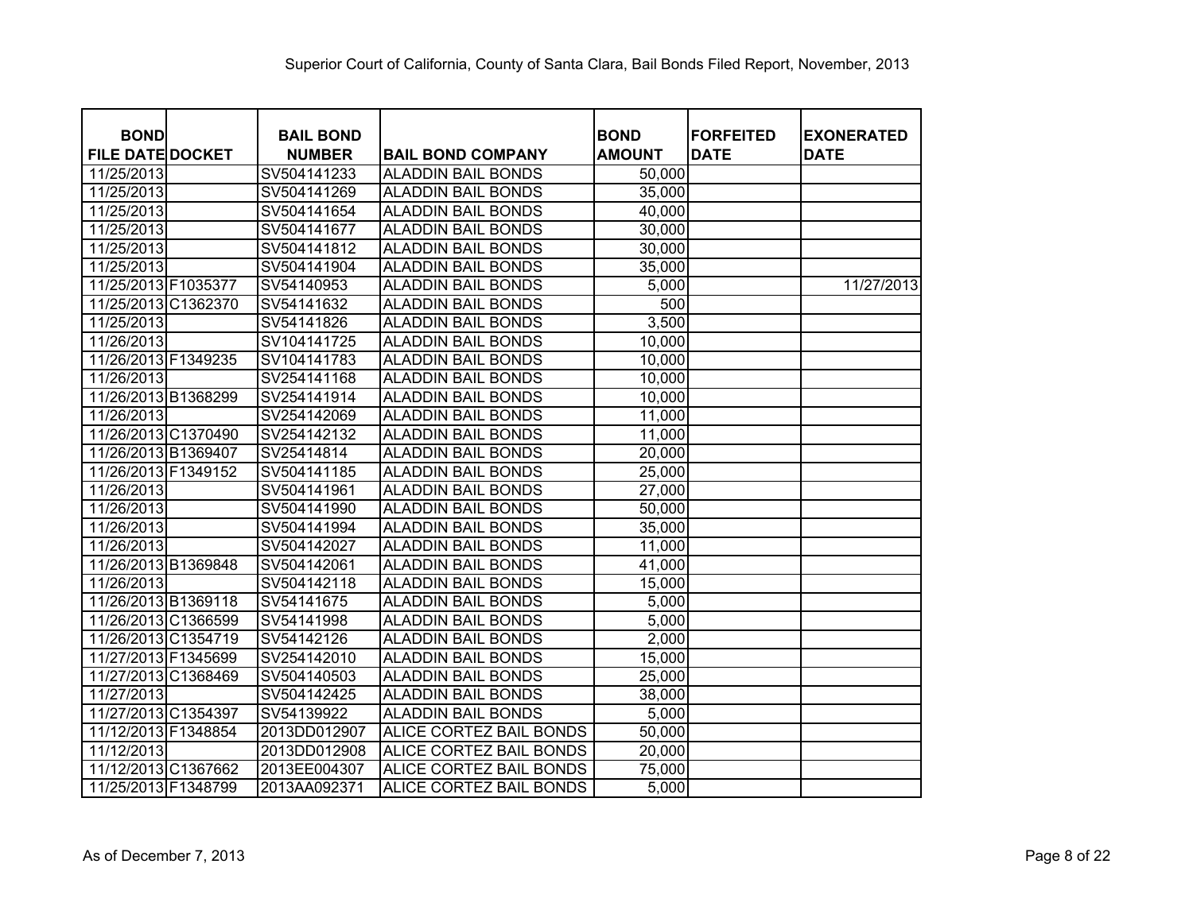Superior Court of California, County of Santa Clara, Bail Bonds Filed Report, November, 2013

| BOND FILE DATE | DOCKET | BAIL BOND NUMBER | BAIL BOND COMPANY | BOND AMOUNT | FORFEITED DATE | EXONERATED DATE |
|---|---|---|---|---|---|---|
| 11/25/2013 | | SV504141233 | ALADDIN BAIL BONDS | 50,000 | | |
| 11/25/2013 | | SV504141269 | ALADDIN BAIL BONDS | 35,000 | | |
| 11/25/2013 | | SV504141654 | ALADDIN BAIL BONDS | 40,000 | | |
| 11/25/2013 | | SV504141677 | ALADDIN BAIL BONDS | 30,000 | | |
| 11/25/2013 | | SV504141812 | ALADDIN BAIL BONDS | 30,000 | | |
| 11/25/2013 | | SV504141904 | ALADDIN BAIL BONDS | 35,000 | | |
| 11/25/2013 | F1035377 | SV54140953 | ALADDIN BAIL BONDS | 5,000 | | 11/27/2013 |
| 11/25/2013 | C1362370 | SV54141632 | ALADDIN BAIL BONDS | 500 | | |
| 11/25/2013 | | SV54141826 | ALADDIN BAIL BONDS | 3,500 | | |
| 11/26/2013 | | SV104141725 | ALADDIN BAIL BONDS | 10,000 | | |
| 11/26/2013 | F1349235 | SV104141783 | ALADDIN BAIL BONDS | 10,000 | | |
| 11/26/2013 | | SV254141168 | ALADDIN BAIL BONDS | 10,000 | | |
| 11/26/2013 | B1368299 | SV254141914 | ALADDIN BAIL BONDS | 10,000 | | |
| 11/26/2013 | | SV254142069 | ALADDIN BAIL BONDS | 11,000 | | |
| 11/26/2013 | C1370490 | SV254142132 | ALADDIN BAIL BONDS | 11,000 | | |
| 11/26/2013 | B1369407 | SV25414814 | ALADDIN BAIL BONDS | 20,000 | | |
| 11/26/2013 | F1349152 | SV504141185 | ALADDIN BAIL BONDS | 25,000 | | |
| 11/26/2013 | | SV504141961 | ALADDIN BAIL BONDS | 27,000 | | |
| 11/26/2013 | | SV504141990 | ALADDIN BAIL BONDS | 50,000 | | |
| 11/26/2013 | | SV504141994 | ALADDIN BAIL BONDS | 35,000 | | |
| 11/26/2013 | | SV504142027 | ALADDIN BAIL BONDS | 11,000 | | |
| 11/26/2013 | B1369848 | SV504142061 | ALADDIN BAIL BONDS | 41,000 | | |
| 11/26/2013 | | SV504142118 | ALADDIN BAIL BONDS | 15,000 | | |
| 11/26/2013 | B1369118 | SV54141675 | ALADDIN BAIL BONDS | 5,000 | | |
| 11/26/2013 | C1366599 | SV54141998 | ALADDIN BAIL BONDS | 5,000 | | |
| 11/26/2013 | C1354719 | SV54142126 | ALADDIN BAIL BONDS | 2,000 | | |
| 11/27/2013 | F1345699 | SV254142010 | ALADDIN BAIL BONDS | 15,000 | | |
| 11/27/2013 | C1368469 | SV504140503 | ALADDIN BAIL BONDS | 25,000 | | |
| 11/27/2013 | | SV504142425 | ALADDIN BAIL BONDS | 38,000 | | |
| 11/27/2013 | C1354397 | SV54139922 | ALADDIN BAIL BONDS | 5,000 | | |
| 11/12/2013 | F1348854 | 2013DD012907 | ALICE CORTEZ BAIL BONDS | 50,000 | | |
| 11/12/2013 | | 2013DD012908 | ALICE CORTEZ BAIL BONDS | 20,000 | | |
| 11/12/2013 | C1367662 | 2013EE004307 | ALICE CORTEZ BAIL BONDS | 75,000 | | |
| 11/25/2013 | F1348799 | 2013AA092371 | ALICE CORTEZ BAIL BONDS | 5,000 | | |

As of December 7, 2013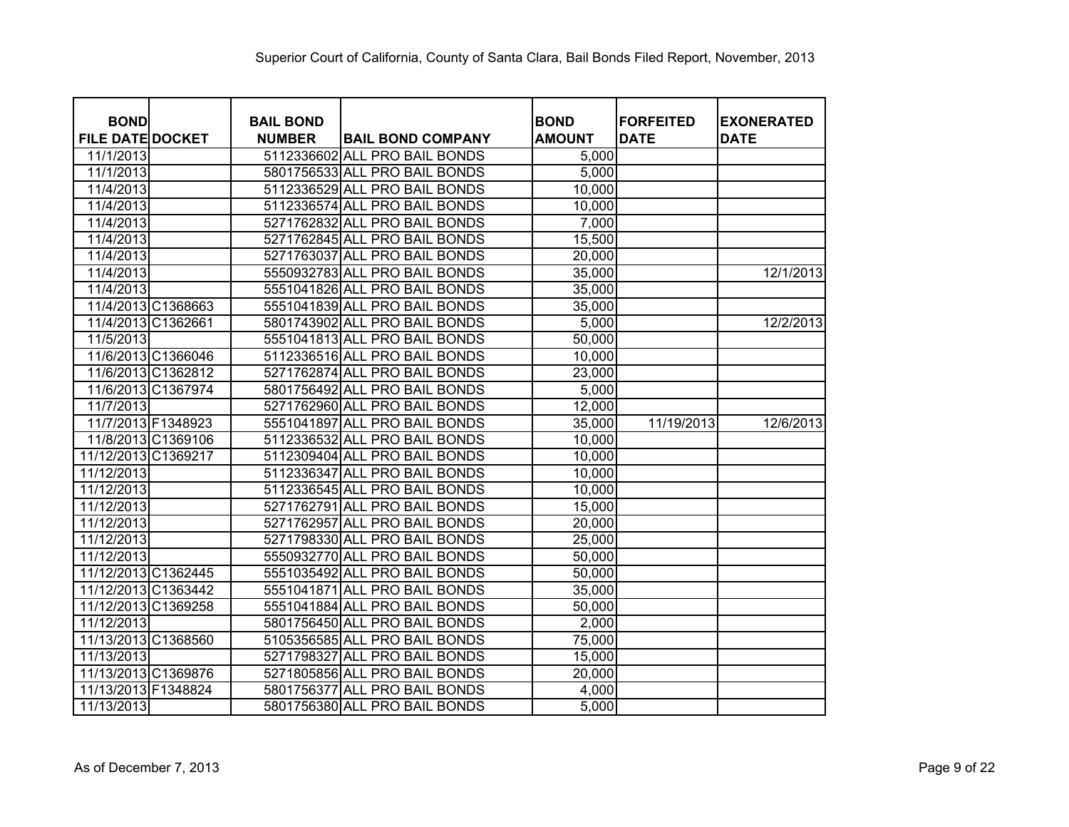Superior Court of California, County of Santa Clara, Bail Bonds Filed Report, November, 2013

| BOND FILE DATE | DOCKET | BAIL BOND NUMBER | BAIL BOND COMPANY | BOND AMOUNT | FORFEITED DATE | EXONERATED DATE |
|---|---|---|---|---|---|---|
| 11/1/2013 | | 5112336602 | ALL PRO BAIL BONDS | 5,000 | | |
| 11/1/2013 | | 5801756533 | ALL PRO BAIL BONDS | 5,000 | | |
| 11/4/2013 | | 5112336529 | ALL PRO BAIL BONDS | 10,000 | | |
| 11/4/2013 | | 5112336574 | ALL PRO BAIL BONDS | 10,000 | | |
| 11/4/2013 | | 5271762832 | ALL PRO BAIL BONDS | 7,000 | | |
| 11/4/2013 | | 5271762845 | ALL PRO BAIL BONDS | 15,500 | | |
| 11/4/2013 | | 5271763037 | ALL PRO BAIL BONDS | 20,000 | | |
| 11/4/2013 | | 5550932783 | ALL PRO BAIL BONDS | 35,000 | | 12/1/2013 |
| 11/4/2013 | | 5551041826 | ALL PRO BAIL BONDS | 35,000 | | |
| 11/4/2013 | C1368663 | 5551041839 | ALL PRO BAIL BONDS | 35,000 | | |
| 11/4/2013 | C1362661 | 5801743902 | ALL PRO BAIL BONDS | 5,000 | | 12/2/2013 |
| 11/5/2013 | | 5551041813 | ALL PRO BAIL BONDS | 50,000 | | |
| 11/6/2013 | C1366046 | 5112336516 | ALL PRO BAIL BONDS | 10,000 | | |
| 11/6/2013 | C1362812 | 5271762874 | ALL PRO BAIL BONDS | 23,000 | | |
| 11/6/2013 | C1367974 | 5801756492 | ALL PRO BAIL BONDS | 5,000 | | |
| 11/7/2013 | | 5271762960 | ALL PRO BAIL BONDS | 12,000 | | |
| 11/7/2013 | F1348923 | 5551041897 | ALL PRO BAIL BONDS | 35,000 | 11/19/2013 | 12/6/2013 |
| 11/8/2013 | C1369106 | 5112336532 | ALL PRO BAIL BONDS | 10,000 | | |
| 11/12/2013 | C1369217 | 5112309404 | ALL PRO BAIL BONDS | 10,000 | | |
| 11/12/2013 | | 5112336347 | ALL PRO BAIL BONDS | 10,000 | | |
| 11/12/2013 | | 5112336545 | ALL PRO BAIL BONDS | 10,000 | | |
| 11/12/2013 | | 5271762791 | ALL PRO BAIL BONDS | 15,000 | | |
| 11/12/2013 | | 5271762957 | ALL PRO BAIL BONDS | 20,000 | | |
| 11/12/2013 | | 5271798330 | ALL PRO BAIL BONDS | 25,000 | | |
| 11/12/2013 | | 5550932770 | ALL PRO BAIL BONDS | 50,000 | | |
| 11/12/2013 | C1362445 | 5551035492 | ALL PRO BAIL BONDS | 50,000 | | |
| 11/12/2013 | C1363442 | 5551041871 | ALL PRO BAIL BONDS | 35,000 | | |
| 11/12/2013 | C1369258 | 5551041884 | ALL PRO BAIL BONDS | 50,000 | | |
| 11/12/2013 | | 5801756450 | ALL PRO BAIL BONDS | 2,000 | | |
| 11/13/2013 | C1368560 | 5105356585 | ALL PRO BAIL BONDS | 75,000 | | |
| 11/13/2013 | | 5271798327 | ALL PRO BAIL BONDS | 15,000 | | |
| 11/13/2013 | C1369876 | 5271805856 | ALL PRO BAIL BONDS | 20,000 | | |
| 11/13/2013 | F1348824 | 5801756377 | ALL PRO BAIL BONDS | 4,000 | | |
| 11/13/2013 | | 5801756380 | ALL PRO BAIL BONDS | 5,000 | | |

As of December 7, 2013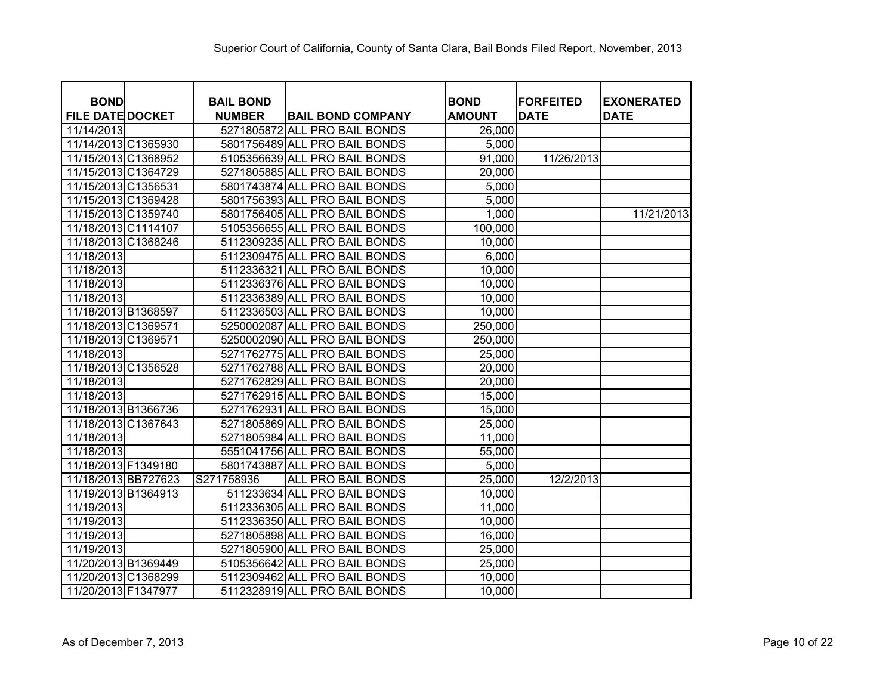Superior Court of California, County of Santa Clara, Bail Bonds Filed Report, November, 2013

| BOND FILE DATE | DOCKET | BAIL BOND NUMBER | BAIL BOND COMPANY | BOND AMOUNT | FORFEITED DATE | EXONERATED DATE |
|---|---|---|---|---|---|---|
| 11/14/2013 | | 5271805872 | ALL PRO BAIL BONDS | 26,000 | | |
| 11/14/2013 | C1365930 | 5801756489 | ALL PRO BAIL BONDS | 5,000 | | |
| 11/15/2013 | C1368952 | 5105356639 | ALL PRO BAIL BONDS | 91,000 | 11/26/2013 | |
| 11/15/2013 | C1364729 | 5271805885 | ALL PRO BAIL BONDS | 20,000 | | |
| 11/15/2013 | C1356531 | 5801743874 | ALL PRO BAIL BONDS | 5,000 | | |
| 11/15/2013 | C1369428 | 5801756393 | ALL PRO BAIL BONDS | 5,000 | | |
| 11/15/2013 | C1359740 | 5801756405 | ALL PRO BAIL BONDS | 1,000 | | 11/21/2013 |
| 11/18/2013 | C1114107 | 5105356655 | ALL PRO BAIL BONDS | 100,000 | | |
| 11/18/2013 | C1368246 | 5112309235 | ALL PRO BAIL BONDS | 10,000 | | |
| 11/18/2013 | | 5112309475 | ALL PRO BAIL BONDS | 6,000 | | |
| 11/18/2013 | | 5112336321 | ALL PRO BAIL BONDS | 10,000 | | |
| 11/18/2013 | | 5112336376 | ALL PRO BAIL BONDS | 10,000 | | |
| 11/18/2013 | | 5112336389 | ALL PRO BAIL BONDS | 10,000 | | |
| 11/18/2013 | B1368597 | 5112336503 | ALL PRO BAIL BONDS | 10,000 | | |
| 11/18/2013 | C1369571 | 5250002087 | ALL PRO BAIL BONDS | 250,000 | | |
| 11/18/2013 | C1369571 | 5250002090 | ALL PRO BAIL BONDS | 250,000 | | |
| 11/18/2013 | | 5271762775 | ALL PRO BAIL BONDS | 25,000 | | |
| 11/18/2013 | C1356528 | 5271762788 | ALL PRO BAIL BONDS | 20,000 | | |
| 11/18/2013 | | 5271762829 | ALL PRO BAIL BONDS | 20,000 | | |
| 11/18/2013 | | 5271762915 | ALL PRO BAIL BONDS | 15,000 | | |
| 11/18/2013 | B1366736 | 5271762931 | ALL PRO BAIL BONDS | 15,000 | | |
| 11/18/2013 | C1367643 | 5271805869 | ALL PRO BAIL BONDS | 25,000 | | |
| 11/18/2013 | | 5271805984 | ALL PRO BAIL BONDS | 11,000 | | |
| 11/18/2013 | | 5551041756 | ALL PRO BAIL BONDS | 55,000 | | |
| 11/18/2013 | F1349180 | 5801743887 | ALL PRO BAIL BONDS | 5,000 | | |
| 11/18/2013 | BB727623 | S271758936 | ALL PRO BAIL BONDS | 25,000 | 12/2/2013 | |
| 11/19/2013 | B1364913 | 511233634 | ALL PRO BAIL BONDS | 10,000 | | |
| 11/19/2013 | | 5112336305 | ALL PRO BAIL BONDS | 11,000 | | |
| 11/19/2013 | | 5112336350 | ALL PRO BAIL BONDS | 10,000 | | |
| 11/19/2013 | | 5271805898 | ALL PRO BAIL BONDS | 16,000 | | |
| 11/19/2013 | | 5271805900 | ALL PRO BAIL BONDS | 25,000 | | |
| 11/20/2013 | B1369449 | 5105356642 | ALL PRO BAIL BONDS | 25,000 | | |
| 11/20/2013 | C1368299 | 5112309462 | ALL PRO BAIL BONDS | 10,000 | | |
| 11/20/2013 | F1347977 | 5112328919 | ALL PRO BAIL BONDS | 10,000 | | |

As of December 7, 2013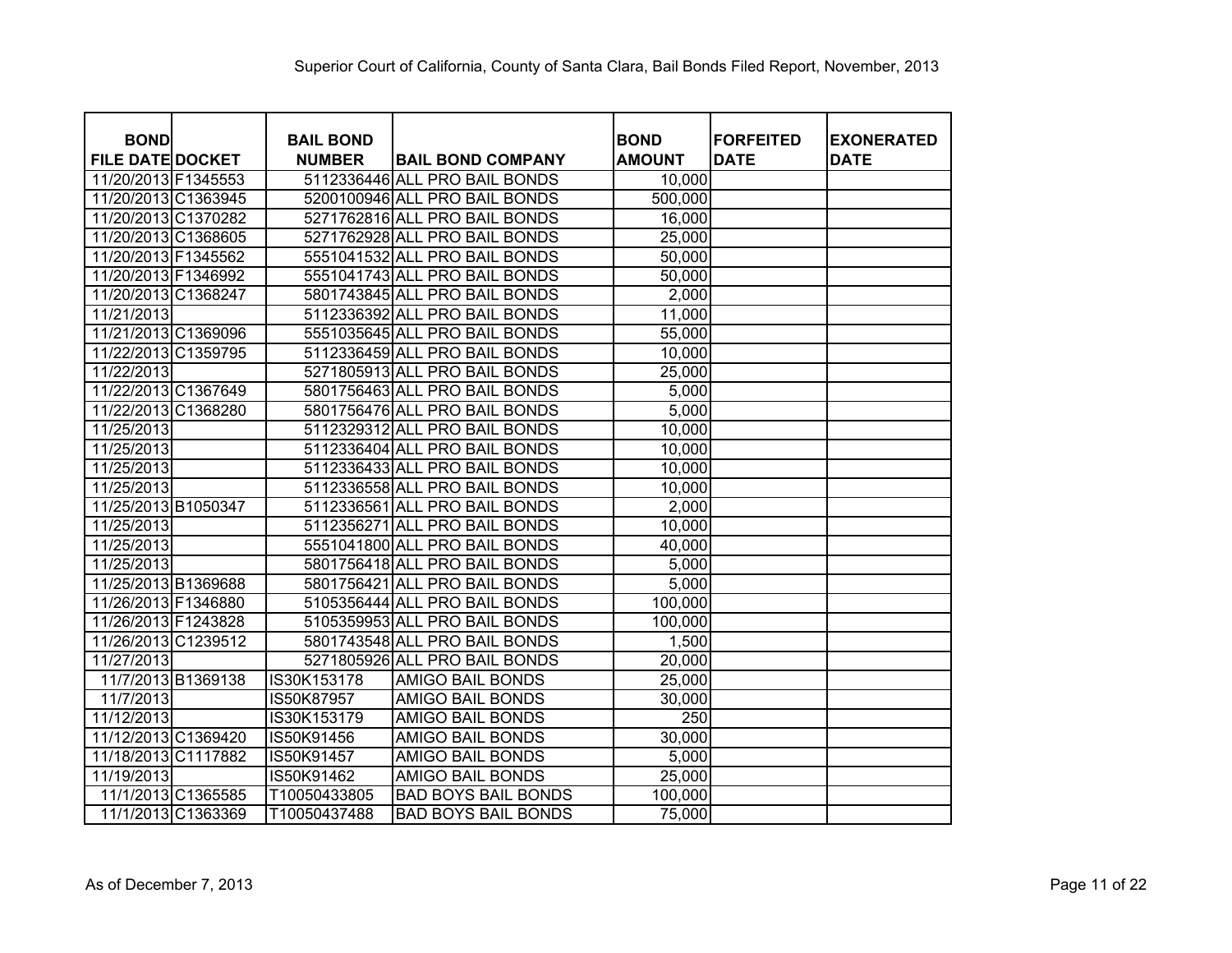Superior Court of California, County of Santa Clara, Bail Bonds Filed Report, November, 2013

| BOND FILE DATE | DOCKET | BAIL BOND NUMBER | BAIL BOND COMPANY | BOND AMOUNT | FORFEITED DATE | EXONERATED DATE |
|---|---|---|---|---|---|---|
| 11/20/2013 | F1345553 | 5112336446 | ALL PRO BAIL BONDS | 10,000 | | |
| 11/20/2013 | C1363945 | 5200100946 | ALL PRO BAIL BONDS | 500,000 | | |
| 11/20/2013 | C1370282 | 5271762816 | ALL PRO BAIL BONDS | 16,000 | | |
| 11/20/2013 | C1368605 | 5271762928 | ALL PRO BAIL BONDS | 25,000 | | |
| 11/20/2013 | F1345562 | 5551041532 | ALL PRO BAIL BONDS | 50,000 | | |
| 11/20/2013 | F1346992 | 5551041743 | ALL PRO BAIL BONDS | 50,000 | | |
| 11/20/2013 | C1368247 | 5801743845 | ALL PRO BAIL BONDS | 2,000 | | |
| 11/21/2013 | | 5112336392 | ALL PRO BAIL BONDS | 11,000 | | |
| 11/21/2013 | C1369096 | 5551035645 | ALL PRO BAIL BONDS | 55,000 | | |
| 11/22/2013 | C1359795 | 5112336459 | ALL PRO BAIL BONDS | 10,000 | | |
| 11/22/2013 | | 5271805913 | ALL PRO BAIL BONDS | 25,000 | | |
| 11/22/2013 | C1367649 | 5801756463 | ALL PRO BAIL BONDS | 5,000 | | |
| 11/22/2013 | C1368280 | 5801756476 | ALL PRO BAIL BONDS | 5,000 | | |
| 11/25/2013 | | 5112329312 | ALL PRO BAIL BONDS | 10,000 | | |
| 11/25/2013 | | 5112336404 | ALL PRO BAIL BONDS | 10,000 | | |
| 11/25/2013 | | 5112336433 | ALL PRO BAIL BONDS | 10,000 | | |
| 11/25/2013 | | 5112336558 | ALL PRO BAIL BONDS | 10,000 | | |
| 11/25/2013 | B1050347 | 5112336561 | ALL PRO BAIL BONDS | 2,000 | | |
| 11/25/2013 | | 5112356271 | ALL PRO BAIL BONDS | 10,000 | | |
| 11/25/2013 | | 5551041800 | ALL PRO BAIL BONDS | 40,000 | | |
| 11/25/2013 | | 5801756418 | ALL PRO BAIL BONDS | 5,000 | | |
| 11/25/2013 | B1369688 | 5801756421 | ALL PRO BAIL BONDS | 5,000 | | |
| 11/25/2013 | F1346880 | 5105356444 | ALL PRO BAIL BONDS | 100,000 | | |
| 11/26/2013 | F1243828 | 5105359953 | ALL PRO BAIL BONDS | 100,000 | | |
| 11/26/2013 | C1239512 | 5801743548 | ALL PRO BAIL BONDS | 1,500 | | |
| 11/27/2013 | | 5271805926 | ALL PRO BAIL BONDS | 20,000 | | |
| 11/7/2013 | B1369138 | IS30K153178 | AMIGO BAIL BONDS | 25,000 | | |
| 11/7/2013 | | IS50K87957 | AMIGO BAIL BONDS | 30,000 | | |
| 11/12/2013 | | IS30K153179 | AMIGO BAIL BONDS | 250 | | |
| 11/12/2013 | C1369420 | IS50K91456 | AMIGO BAIL BONDS | 30,000 | | |
| 11/18/2013 | C1117882 | IS50K91457 | AMIGO BAIL BONDS | 5,000 | | |
| 11/19/2013 | | IS50K91462 | AMIGO BAIL BONDS | 25,000 | | |
| 11/1/2013 | C1365585 | T10050433805 | BAD BOYS BAIL BONDS | 100,000 | | |
| 11/1/2013 | C1363369 | T10050437488 | BAD BOYS BAIL BONDS | 75,000 | | |

As of December 7, 2013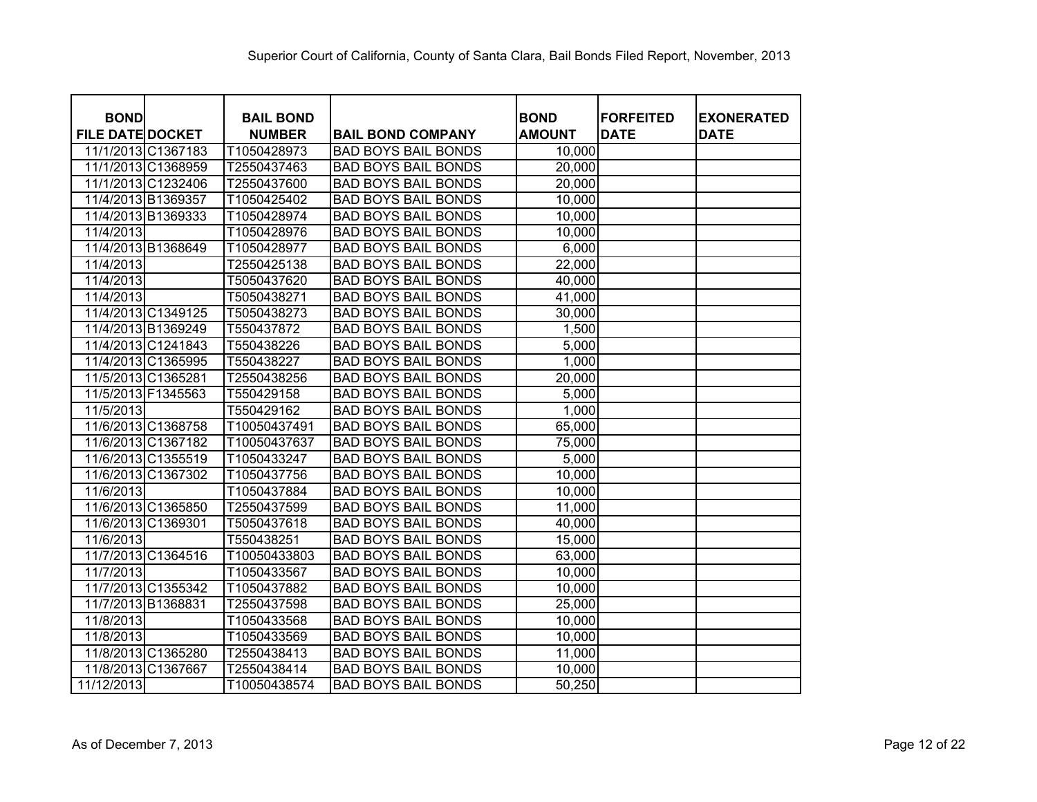Superior Court of California, County of Santa Clara, Bail Bonds Filed Report, November, 2013

| BOND FILE DATE | DOCKET | BAIL BOND NUMBER | BAIL BOND COMPANY | BOND AMOUNT | FORFEITED DATE | EXONERATED DATE |
|---|---|---|---|---|---|---|
| 11/1/2013 | C1367183 | T1050428973 | BAD BOYS BAIL BONDS | 10,000 | | |
| 11/1/2013 | C1368959 | T2550437463 | BAD BOYS BAIL BONDS | 20,000 | | |
| 11/1/2013 | C1232406 | T2550437600 | BAD BOYS BAIL BONDS | 20,000 | | |
| 11/4/2013 | B1369357 | T1050425402 | BAD BOYS BAIL BONDS | 10,000 | | |
| 11/4/2013 | B1369333 | T1050428974 | BAD BOYS BAIL BONDS | 10,000 | | |
| 11/4/2013 | | T1050428976 | BAD BOYS BAIL BONDS | 10,000 | | |
| 11/4/2013 | B1368649 | T1050428977 | BAD BOYS BAIL BONDS | 6,000 | | |
| 11/4/2013 | | T2550425138 | BAD BOYS BAIL BONDS | 22,000 | | |
| 11/4/2013 | | T5050437620 | BAD BOYS BAIL BONDS | 40,000 | | |
| 11/4/2013 | | T5050438271 | BAD BOYS BAIL BONDS | 41,000 | | |
| 11/4/2013 | C1349125 | T5050438273 | BAD BOYS BAIL BONDS | 30,000 | | |
| 11/4/2013 | B1369249 | T550437872 | BAD BOYS BAIL BONDS | 1,500 | | |
| 11/4/2013 | C1241843 | T550438226 | BAD BOYS BAIL BONDS | 5,000 | | |
| 11/4/2013 | C1365995 | T550438227 | BAD BOYS BAIL BONDS | 1,000 | | |
| 11/5/2013 | C1365281 | T2550438256 | BAD BOYS BAIL BONDS | 20,000 | | |
| 11/5/2013 | F1345563 | T550429158 | BAD BOYS BAIL BONDS | 5,000 | | |
| 11/5/2013 | | T550429162 | BAD BOYS BAIL BONDS | 1,000 | | |
| 11/6/2013 | C1368758 | T10050437491 | BAD BOYS BAIL BONDS | 65,000 | | |
| 11/6/2013 | C1367182 | T10050437637 | BAD BOYS BAIL BONDS | 75,000 | | |
| 11/6/2013 | C1355519 | T1050433247 | BAD BOYS BAIL BONDS | 5,000 | | |
| 11/6/2013 | C1367302 | T1050437756 | BAD BOYS BAIL BONDS | 10,000 | | |
| 11/6/2013 | | T1050437884 | BAD BOYS BAIL BONDS | 10,000 | | |
| 11/6/2013 | C1365850 | T2550437599 | BAD BOYS BAIL BONDS | 11,000 | | |
| 11/6/2013 | C1369301 | T5050437618 | BAD BOYS BAIL BONDS | 40,000 | | |
| 11/6/2013 | | T550438251 | BAD BOYS BAIL BONDS | 15,000 | | |
| 11/7/2013 | C1364516 | T10050433803 | BAD BOYS BAIL BONDS | 63,000 | | |
| 11/7/2013 | | T1050433567 | BAD BOYS BAIL BONDS | 10,000 | | |
| 11/7/2013 | C1355342 | T1050437882 | BAD BOYS BAIL BONDS | 10,000 | | |
| 11/7/2013 | B1368831 | T2550437598 | BAD BOYS BAIL BONDS | 25,000 | | |
| 11/8/2013 | | T1050433568 | BAD BOYS BAIL BONDS | 10,000 | | |
| 11/8/2013 | | T1050433569 | BAD BOYS BAIL BONDS | 10,000 | | |
| 11/8/2013 | C1365280 | T2550438413 | BAD BOYS BAIL BONDS | 11,000 | | |
| 11/8/2013 | C1367667 | T2550438414 | BAD BOYS BAIL BONDS | 10,000 | | |
| 11/12/2013 | | T10050438574 | BAD BOYS BAIL BONDS | 50,250 | | |

As of December 7, 2013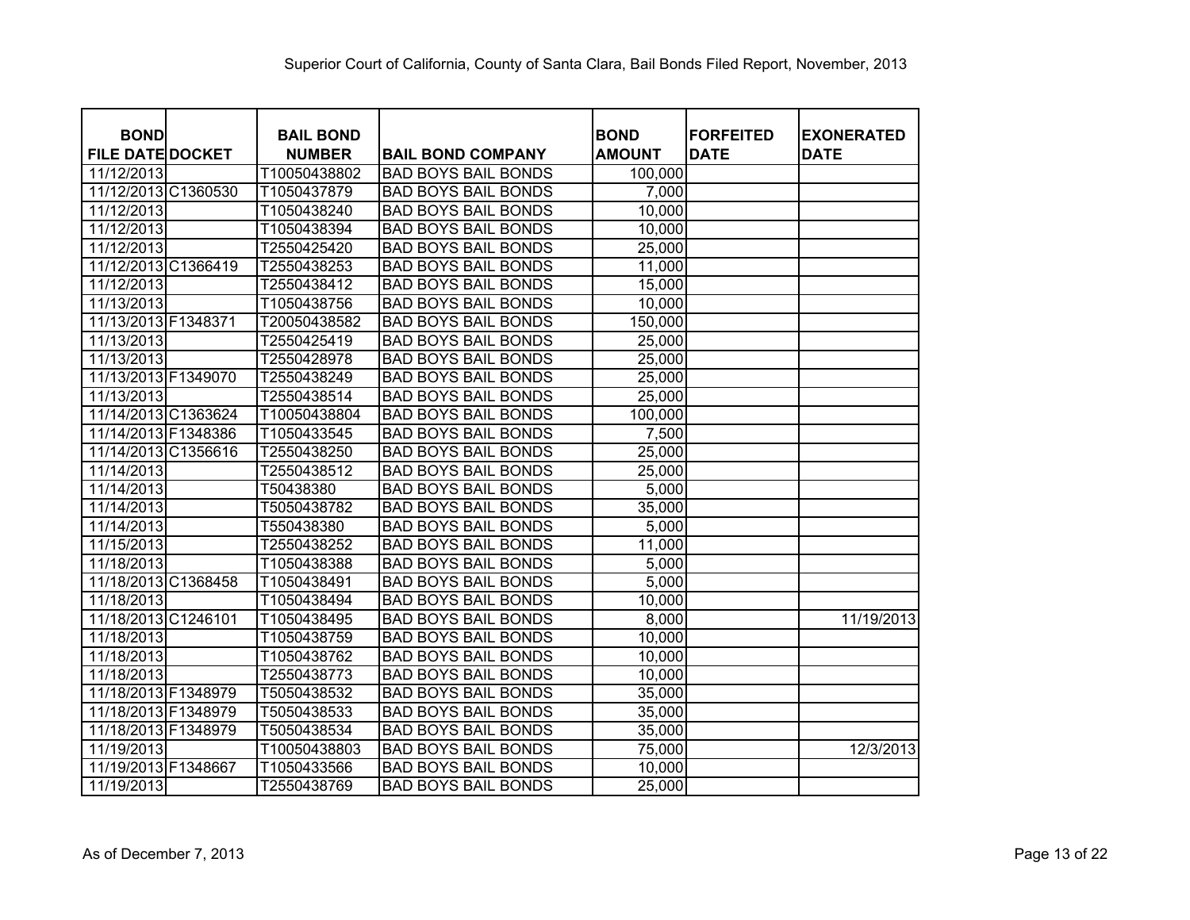| BOND FILE DATE | DOCKET | BAIL BOND NUMBER | BAIL BOND COMPANY | BOND AMOUNT | FORFEITED DATE | EXONERATED DATE |
|---|---|---|---|---|---|---|
| 11/12/2013 | | T10050438802 | BAD BOYS BAIL BONDS | 100,000 | | |
| 11/12/2013 | C1360530 | T1050437879 | BAD BOYS BAIL BONDS | 7,000 | | |
| 11/12/2013 | | T1050438240 | BAD BOYS BAIL BONDS | 10,000 | | |
| 11/12/2013 | | T1050438394 | BAD BOYS BAIL BONDS | 10,000 | | |
| 11/12/2013 | | T2550425420 | BAD BOYS BAIL BONDS | 25,000 | | |
| 11/12/2013 | C1366419 | T2550438253 | BAD BOYS BAIL BONDS | 11,000 | | |
| 11/12/2013 | | T2550438412 | BAD BOYS BAIL BONDS | 15,000 | | |
| 11/13/2013 | | T1050438756 | BAD BOYS BAIL BONDS | 10,000 | | |
| 11/13/2013 | F1348371 | T20050438582 | BAD BOYS BAIL BONDS | 150,000 | | |
| 11/13/2013 | | T2550425419 | BAD BOYS BAIL BONDS | 25,000 | | |
| 11/13/2013 | | T2550428978 | BAD BOYS BAIL BONDS | 25,000 | | |
| 11/13/2013 | F1349070 | T2550438249 | BAD BOYS BAIL BONDS | 25,000 | | |
| 11/13/2013 | | T2550438514 | BAD BOYS BAIL BONDS | 25,000 | | |
| 11/14/2013 | C1363624 | T10050438804 | BAD BOYS BAIL BONDS | 100,000 | | |
| 11/14/2013 | F1348386 | T1050433545 | BAD BOYS BAIL BONDS | 7,500 | | |
| 11/14/2013 | C1356616 | T2550438250 | BAD BOYS BAIL BONDS | 25,000 | | |
| 11/14/2013 | | T2550438512 | BAD BOYS BAIL BONDS | 25,000 | | |
| 11/14/2013 | | T50438380 | BAD BOYS BAIL BONDS | 5,000 | | |
| 11/14/2013 | | T5050438782 | BAD BOYS BAIL BONDS | 35,000 | | |
| 11/14/2013 | | T550438380 | BAD BOYS BAIL BONDS | 5,000 | | |
| 11/15/2013 | | T2550438252 | BAD BOYS BAIL BONDS | 11,000 | | |
| 11/18/2013 | | T1050438388 | BAD BOYS BAIL BONDS | 5,000 | | |
| 11/18/2013 | C1368458 | T1050438491 | BAD BOYS BAIL BONDS | 5,000 | | |
| 11/18/2013 | | T1050438494 | BAD BOYS BAIL BONDS | 10,000 | | |
| 11/18/2013 | C1246101 | T1050438495 | BAD BOYS BAIL BONDS | 8,000 | | 11/19/2013 |
| 11/18/2013 | | T1050438759 | BAD BOYS BAIL BONDS | 10,000 | | |
| 11/18/2013 | | T1050438762 | BAD BOYS BAIL BONDS | 10,000 | | |
| 11/18/2013 | | T2550438773 | BAD BOYS BAIL BONDS | 10,000 | | |
| 11/18/2013 | F1348979 | T5050438532 | BAD BOYS BAIL BONDS | 35,000 | | |
| 11/18/2013 | F1348979 | T5050438533 | BAD BOYS BAIL BONDS | 35,000 | | |
| 11/18/2013 | F1348979 | T5050438534 | BAD BOYS BAIL BONDS | 35,000 | | |
| 11/19/2013 | | T10050438803 | BAD BOYS BAIL BONDS | 75,000 | | 12/3/2013 |
| 11/19/2013 | F1348667 | T1050433566 | BAD BOYS BAIL BONDS | 10,000 | | |
| 11/19/2013 | | T2550438769 | BAD BOYS BAIL BONDS | 25,000 | | |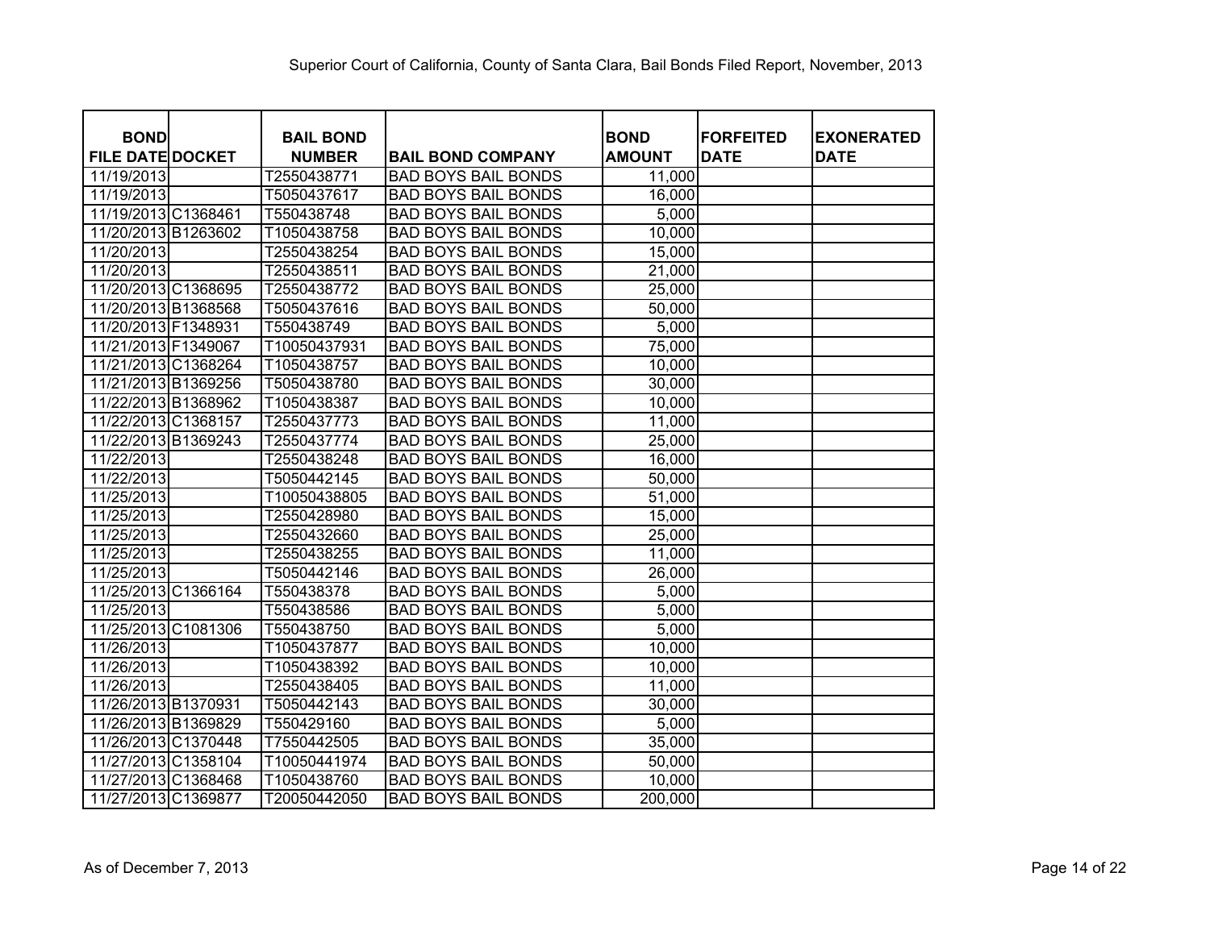Superior Court of California, County of Santa Clara, Bail Bonds Filed Report, November, 2013

| BOND FILE DATE | DOCKET | BAIL BOND NUMBER | BAIL BOND COMPANY | BOND AMOUNT | FORFEITED DATE | EXONERATED DATE |
|---|---|---|---|---|---|---|
| 11/19/2013 | | T2550438771 | BAD BOYS BAIL BONDS | 11,000 | | |
| 11/19/2013 | | T5050437617 | BAD BOYS BAIL BONDS | 16,000 | | |
| 11/19/2013 | C1368461 | T550438748 | BAD BOYS BAIL BONDS | 5,000 | | |
| 11/20/2013 | B1263602 | T1050438758 | BAD BOYS BAIL BONDS | 10,000 | | |
| 11/20/2013 | | T2550438254 | BAD BOYS BAIL BONDS | 15,000 | | |
| 11/20/2013 | | T2550438511 | BAD BOYS BAIL BONDS | 21,000 | | |
| 11/20/2013 | C1368695 | T2550438772 | BAD BOYS BAIL BONDS | 25,000 | | |
| 11/20/2013 | B1368568 | T5050437616 | BAD BOYS BAIL BONDS | 50,000 | | |
| 11/20/2013 | F1348931 | T550438749 | BAD BOYS BAIL BONDS | 5,000 | | |
| 11/21/2013 | F1349067 | T10050437931 | BAD BOYS BAIL BONDS | 75,000 | | |
| 11/21/2013 | C1368264 | T1050438757 | BAD BOYS BAIL BONDS | 10,000 | | |
| 11/21/2013 | B1369256 | T5050438780 | BAD BOYS BAIL BONDS | 30,000 | | |
| 11/22/2013 | B1368962 | T1050438387 | BAD BOYS BAIL BONDS | 10,000 | | |
| 11/22/2013 | C1368157 | T2550437773 | BAD BOYS BAIL BONDS | 11,000 | | |
| 11/22/2013 | B1369243 | T2550437774 | BAD BOYS BAIL BONDS | 25,000 | | |
| 11/22/2013 | | T2550438248 | BAD BOYS BAIL BONDS | 16,000 | | |
| 11/22/2013 | | T5050442145 | BAD BOYS BAIL BONDS | 50,000 | | |
| 11/25/2013 | | T10050438805 | BAD BOYS BAIL BONDS | 51,000 | | |
| 11/25/2013 | | T2550428980 | BAD BOYS BAIL BONDS | 15,000 | | |
| 11/25/2013 | | T2550432660 | BAD BOYS BAIL BONDS | 25,000 | | |
| 11/25/2013 | | T2550438255 | BAD BOYS BAIL BONDS | 11,000 | | |
| 11/25/2013 | | T5050442146 | BAD BOYS BAIL BONDS | 26,000 | | |
| 11/25/2013 | C1366164 | T550438378 | BAD BOYS BAIL BONDS | 5,000 | | |
| 11/25/2013 | | T550438586 | BAD BOYS BAIL BONDS | 5,000 | | |
| 11/25/2013 | C1081306 | T550438750 | BAD BOYS BAIL BONDS | 5,000 | | |
| 11/26/2013 | | T1050437877 | BAD BOYS BAIL BONDS | 10,000 | | |
| 11/26/2013 | | T1050438392 | BAD BOYS BAIL BONDS | 10,000 | | |
| 11/26/2013 | | T2550438405 | BAD BOYS BAIL BONDS | 11,000 | | |
| 11/26/2013 | B1370931 | T5050442143 | BAD BOYS BAIL BONDS | 30,000 | | |
| 11/26/2013 | B1369829 | T550429160 | BAD BOYS BAIL BONDS | 5,000 | | |
| 11/26/2013 | C1370448 | T7550442505 | BAD BOYS BAIL BONDS | 35,000 | | |
| 11/27/2013 | C1358104 | T10050441974 | BAD BOYS BAIL BONDS | 50,000 | | |
| 11/27/2013 | C1368468 | T1050438760 | BAD BOYS BAIL BONDS | 10,000 | | |
| 11/27/2013 | C1369877 | T20050442050 | BAD BOYS BAIL BONDS | 200,000 | | |

As of December 7, 2013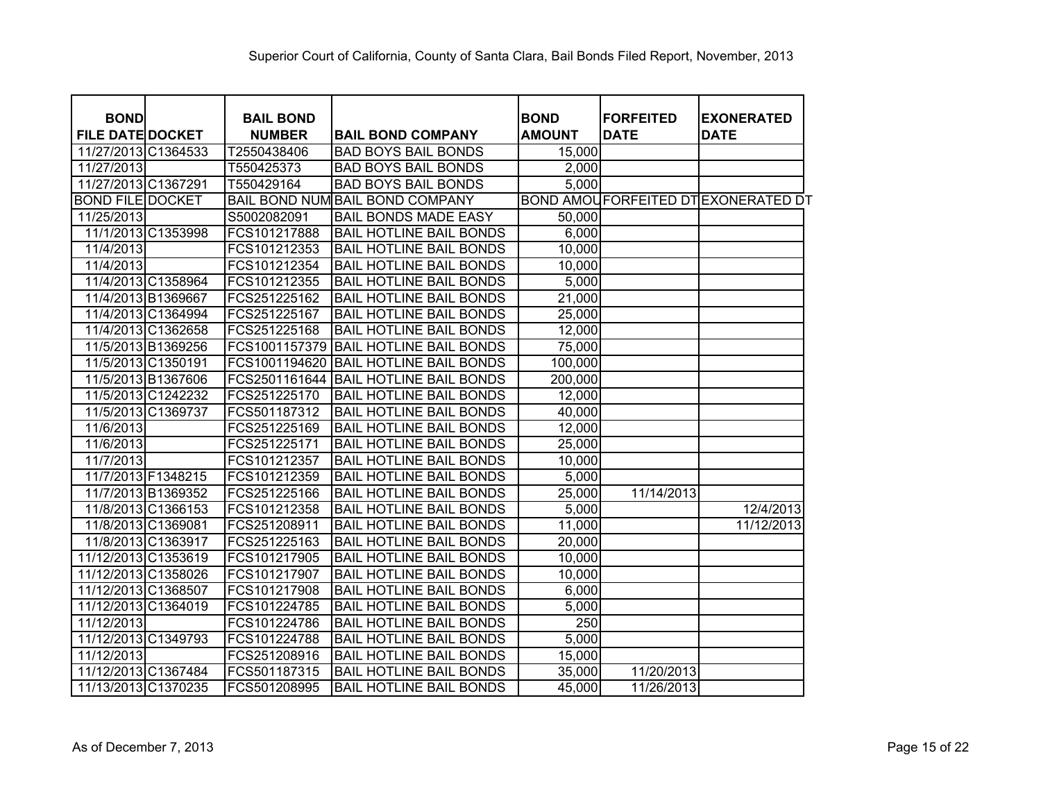Superior Court of California, County of Santa Clara, Bail Bonds Filed Report, November, 2013

| BOND FILE DATE | DOCKET | BAIL BOND NUMBER | BAIL BOND COMPANY | BOND AMOUNT | FORFEITED DATE | EXONERATED DATE |
|---|---|---|---|---|---|---|
| 11/27/2013 | C1364533 | T2550438406 | BAD BOYS BAIL BONDS | 15,000 | | |
| 11/27/2013 | | T550425373 | BAD BOYS BAIL BONDS | 2,000 | | |
| 11/27/2013 | C1367291 | T550429164 | BAD BOYS BAIL BONDS | 5,000 | | |
| BOND FILE | DOCKET | BAIL BOND NUM | BAIL BOND COMPANY | BOND AMOU | FORFEITED DT | EXONERATED DT |
| 11/25/2013 | | S5002082091 | BAIL BONDS MADE EASY | 50,000 | | |
| 11/1/2013 | C1353998 | FCS101217888 | BAIL HOTLINE BAIL BONDS | 6,000 | | |
| 11/4/2013 | | FCS101212353 | BAIL HOTLINE BAIL BONDS | 10,000 | | |
| 11/4/2013 | | FCS101212354 | BAIL HOTLINE BAIL BONDS | 10,000 | | |
| 11/4/2013 | C1358964 | FCS101212355 | BAIL HOTLINE BAIL BONDS | 5,000 | | |
| 11/4/2013 | B1369667 | FCS251225162 | BAIL HOTLINE BAIL BONDS | 21,000 | | |
| 11/4/2013 | C1364994 | FCS251225167 | BAIL HOTLINE BAIL BONDS | 25,000 | | |
| 11/4/2013 | C1362658 | FCS251225168 | BAIL HOTLINE BAIL BONDS | 12,000 | | |
| 11/5/2013 | B1369256 | FCS1001157379 | BAIL HOTLINE BAIL BONDS | 75,000 | | |
| 11/5/2013 | C1350191 | FCS1001194620 | BAIL HOTLINE BAIL BONDS | 100,000 | | |
| 11/5/2013 | B1367606 | FCS2501161644 | BAIL HOTLINE BAIL BONDS | 200,000 | | |
| 11/5/2013 | C1242232 | FCS251225170 | BAIL HOTLINE BAIL BONDS | 12,000 | | |
| 11/5/2013 | C1369737 | FCS501187312 | BAIL HOTLINE BAIL BONDS | 40,000 | | |
| 11/6/2013 | | FCS251225169 | BAIL HOTLINE BAIL BONDS | 12,000 | | |
| 11/6/2013 | | FCS251225171 | BAIL HOTLINE BAIL BONDS | 25,000 | | |
| 11/7/2013 | | FCS101212357 | BAIL HOTLINE BAIL BONDS | 10,000 | | |
| 11/7/2013 | F1348215 | FCS101212359 | BAIL HOTLINE BAIL BONDS | 5,000 | | |
| 11/7/2013 | B1369352 | FCS251225166 | BAIL HOTLINE BAIL BONDS | 25,000 | 11/14/2013 | |
| 11/8/2013 | C1366153 | FCS101212358 | BAIL HOTLINE BAIL BONDS | 5,000 | | 12/4/2013 |
| 11/8/2013 | C1369081 | FCS251208911 | BAIL HOTLINE BAIL BONDS | 11,000 | | 11/12/2013 |
| 11/8/2013 | C1363917 | FCS251225163 | BAIL HOTLINE BAIL BONDS | 20,000 | | |
| 11/12/2013 | C1353619 | FCS101217905 | BAIL HOTLINE BAIL BONDS | 10,000 | | |
| 11/12/2013 | C1358026 | FCS101217907 | BAIL HOTLINE BAIL BONDS | 10,000 | | |
| 11/12/2013 | C1368507 | FCS101217908 | BAIL HOTLINE BAIL BONDS | 6,000 | | |
| 11/12/2013 | C1364019 | FCS101224785 | BAIL HOTLINE BAIL BONDS | 5,000 | | |
| 11/12/2013 | | FCS101224786 | BAIL HOTLINE BAIL BONDS | 250 | | |
| 11/12/2013 | C1349793 | FCS101224788 | BAIL HOTLINE BAIL BONDS | 5,000 | | |
| 11/12/2013 | | FCS251208916 | BAIL HOTLINE BAIL BONDS | 15,000 | | |
| 11/12/2013 | C1367484 | FCS501187315 | BAIL HOTLINE BAIL BONDS | 35,000 | 11/20/2013 | |
| 11/13/2013 | C1370235 | FCS501208995 | BAIL HOTLINE BAIL BONDS | 45,000 | 11/26/2013 | |

As of December 7, 2013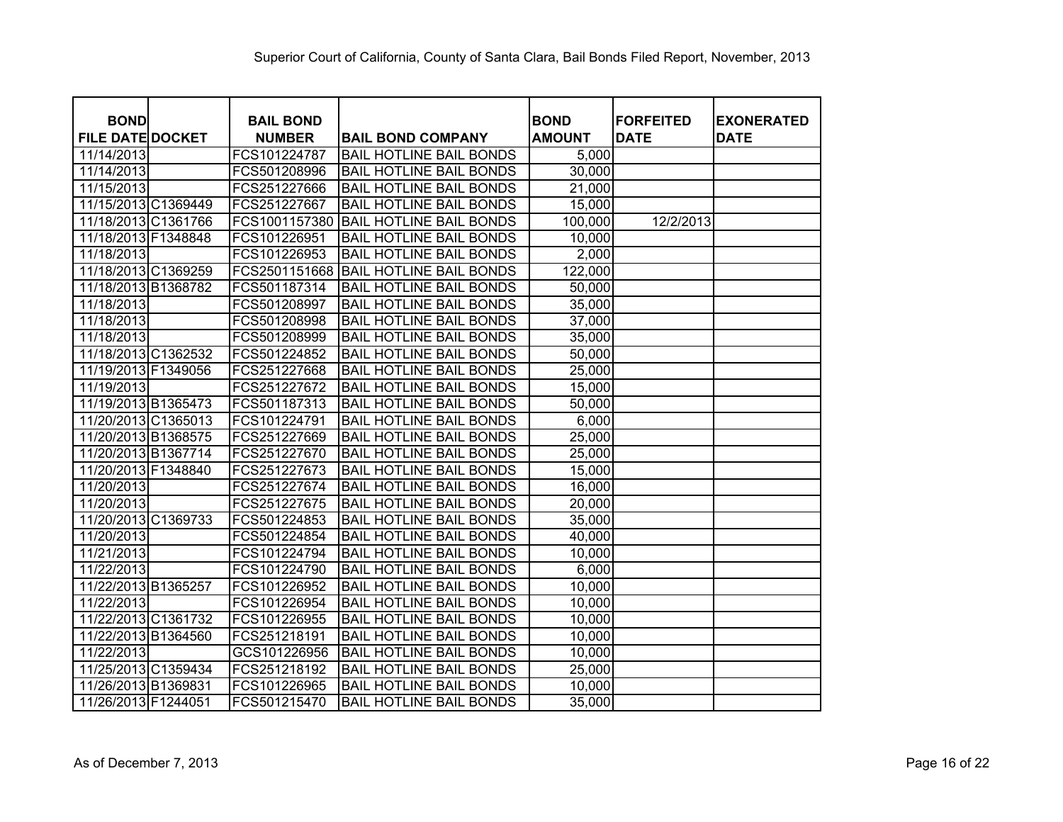Superior Court of California, County of Santa Clara, Bail Bonds Filed Report, November, 2013

| BOND FILE DATE | DOCKET | BAIL BOND NUMBER | BAIL BOND COMPANY | BOND AMOUNT | FORFEITED DATE | EXONERATED DATE |
|---|---|---|---|---|---|---|
| 11/14/2013 | | FCS101224787 | BAIL HOTLINE BAIL BONDS | 5,000 | | |
| 11/14/2013 | | FCS501208996 | BAIL HOTLINE BAIL BONDS | 30,000 | | |
| 11/15/2013 | | FCS251227666 | BAIL HOTLINE BAIL BONDS | 21,000 | | |
| 11/15/2013 | C1369449 | FCS251227667 | BAIL HOTLINE BAIL BONDS | 15,000 | | |
| 11/18/2013 | C1361766 | FCS1001157380 | BAIL HOTLINE BAIL BONDS | 100,000 | 12/2/2013 | |
| 11/18/2013 | F1348848 | FCS101226951 | BAIL HOTLINE BAIL BONDS | 10,000 | | |
| 11/18/2013 | | FCS101226953 | BAIL HOTLINE BAIL BONDS | 2,000 | | |
| 11/18/2013 | C1369259 | FCS2501151668 | BAIL HOTLINE BAIL BONDS | 122,000 | | |
| 11/18/2013 | B1368782 | FCS501187314 | BAIL HOTLINE BAIL BONDS | 50,000 | | |
| 11/18/2013 | | FCS501208997 | BAIL HOTLINE BAIL BONDS | 35,000 | | |
| 11/18/2013 | | FCS501208998 | BAIL HOTLINE BAIL BONDS | 37,000 | | |
| 11/18/2013 | | FCS501208999 | BAIL HOTLINE BAIL BONDS | 35,000 | | |
| 11/18/2013 | C1362532 | FCS501224852 | BAIL HOTLINE BAIL BONDS | 50,000 | | |
| 11/19/2013 | F1349056 | FCS251227668 | BAIL HOTLINE BAIL BONDS | 25,000 | | |
| 11/19/2013 | | FCS251227672 | BAIL HOTLINE BAIL BONDS | 15,000 | | |
| 11/19/2013 | B1365473 | FCS501187313 | BAIL HOTLINE BAIL BONDS | 50,000 | | |
| 11/20/2013 | C1365013 | FCS101224791 | BAIL HOTLINE BAIL BONDS | 6,000 | | |
| 11/20/2013 | B1368575 | FCS251227669 | BAIL HOTLINE BAIL BONDS | 25,000 | | |
| 11/20/2013 | B1367714 | FCS251227670 | BAIL HOTLINE BAIL BONDS | 25,000 | | |
| 11/20/2013 | F1348840 | FCS251227673 | BAIL HOTLINE BAIL BONDS | 15,000 | | |
| 11/20/2013 | | FCS251227674 | BAIL HOTLINE BAIL BONDS | 16,000 | | |
| 11/20/2013 | | FCS251227675 | BAIL HOTLINE BAIL BONDS | 20,000 | | |
| 11/20/2013 | C1369733 | FCS501224853 | BAIL HOTLINE BAIL BONDS | 35,000 | | |
| 11/20/2013 | | FCS501224854 | BAIL HOTLINE BAIL BONDS | 40,000 | | |
| 11/21/2013 | | FCS101224794 | BAIL HOTLINE BAIL BONDS | 10,000 | | |
| 11/22/2013 | | FCS101224790 | BAIL HOTLINE BAIL BONDS | 6,000 | | |
| 11/22/2013 | B1365257 | FCS101226952 | BAIL HOTLINE BAIL BONDS | 10,000 | | |
| 11/22/2013 | | FCS101226954 | BAIL HOTLINE BAIL BONDS | 10,000 | | |
| 11/22/2013 | C1361732 | FCS101226955 | BAIL HOTLINE BAIL BONDS | 10,000 | | |
| 11/22/2013 | B1364560 | FCS251218191 | BAIL HOTLINE BAIL BONDS | 10,000 | | |
| 11/22/2013 | | GCS101226956 | BAIL HOTLINE BAIL BONDS | 10,000 | | |
| 11/25/2013 | C1359434 | FCS251218192 | BAIL HOTLINE BAIL BONDS | 25,000 | | |
| 11/26/2013 | B1369831 | FCS101226965 | BAIL HOTLINE BAIL BONDS | 10,000 | | |
| 11/26/2013 | F1244051 | FCS501215470 | BAIL HOTLINE BAIL BONDS | 35,000 | | |

As of December 7, 2013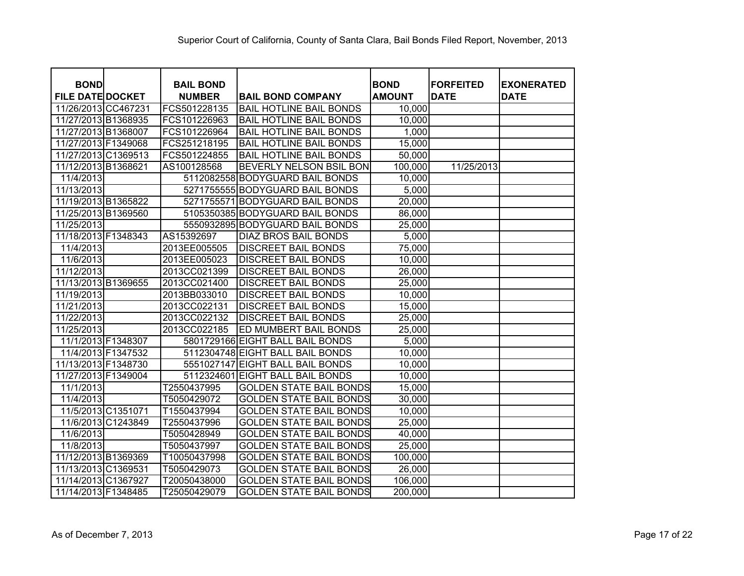Superior Court of California, County of Santa Clara, Bail Bonds Filed Report, November, 2013

| BOND FILE DATE | DOCKET | BAIL BOND NUMBER | BAIL BOND COMPANY | BOND AMOUNT | FORFEITED DATE | EXONERATED DATE |
|---|---|---|---|---|---|---|
| 11/26/2013 | CC467231 | FCS501228135 | BAIL HOTLINE BAIL BONDS | 10,000 | | |
| 11/27/2013 | B1368935 | FCS101226963 | BAIL HOTLINE BAIL BONDS | 10,000 | | |
| 11/27/2013 | B1368007 | FCS101226964 | BAIL HOTLINE BAIL BONDS | 1,000 | | |
| 11/27/2013 | F1349068 | FCS251218195 | BAIL HOTLINE BAIL BONDS | 15,000 | | |
| 11/27/2013 | C1369513 | FCS501224855 | BAIL HOTLINE BAIL BONDS | 50,000 | | |
| 11/12/2013 | B1368621 | AS100128568 | BEVERLY NELSON BSIL BON | 100,000 | 11/25/2013 | |
| 11/4/2013 | | 5112082558 | BODYGUARD BAIL BONDS | 10,000 | | |
| 11/13/2013 | | 5271755555 | BODYGUARD BAIL BONDS | 5,000 | | |
| 11/19/2013 | B1365822 | 5271755571 | BODYGUARD BAIL BONDS | 20,000 | | |
| 11/25/2013 | B1369560 | 5105350385 | BODYGUARD BAIL BONDS | 86,000 | | |
| 11/25/2013 | | 5550932895 | BODYGUARD BAIL BONDS | 25,000 | | |
| 11/18/2013 | F1348343 | AS15392697 | DIAZ BROS BAIL BONDS | 5,000 | | |
| 11/4/2013 | | 2013EE005505 | DISCREET BAIL BONDS | 75,000 | | |
| 11/6/2013 | | 2013EE005023 | DISCREET BAIL BONDS | 10,000 | | |
| 11/12/2013 | | 2013CC021399 | DISCREET BAIL BONDS | 26,000 | | |
| 11/13/2013 | B1369655 | 2013CC021400 | DISCREET BAIL BONDS | 25,000 | | |
| 11/19/2013 | | 2013BB033010 | DISCREET BAIL BONDS | 10,000 | | |
| 11/21/2013 | | 2013CC022131 | DISCREET BAIL BONDS | 15,000 | | |
| 11/22/2013 | | 2013CC022132 | DISCREET BAIL BONDS | 25,000 | | |
| 11/25/2013 | | 2013CC022185 | ED MUMBERT BAIL BONDS | 25,000 | | |
| 11/1/2013 | F1348307 | 5801729166 | EIGHT BALL BAIL BONDS | 5,000 | | |
| 11/4/2013 | F1347532 | 5112304748 | EIGHT BALL BAIL BONDS | 10,000 | | |
| 11/13/2013 | F1348730 | 5551027147 | EIGHT BALL BAIL BONDS | 10,000 | | |
| 11/27/2013 | F1349004 | 5112324601 | EIGHT BALL BAIL BONDS | 10,000 | | |
| 11/1/2013 | | T2550437995 | GOLDEN STATE BAIL BONDS | 15,000 | | |
| 11/4/2013 | | T5050429072 | GOLDEN STATE BAIL BONDS | 30,000 | | |
| 11/5/2013 | C1351071 | T1550437994 | GOLDEN STATE BAIL BONDS | 10,000 | | |
| 11/6/2013 | C1243849 | T2550437996 | GOLDEN STATE BAIL BONDS | 25,000 | | |
| 11/6/2013 | | T5050428949 | GOLDEN STATE BAIL BONDS | 40,000 | | |
| 11/8/2013 | | T5050437997 | GOLDEN STATE BAIL BONDS | 25,000 | | |
| 11/12/2013 | B1369369 | T10050437998 | GOLDEN STATE BAIL BONDS | 100,000 | | |
| 11/13/2013 | C1369531 | T5050429073 | GOLDEN STATE BAIL BONDS | 26,000 | | |
| 11/14/2013 | C1367927 | T20050438000 | GOLDEN STATE BAIL BONDS | 106,000 | | |
| 11/14/2013 | F1348485 | T25050429079 | GOLDEN STATE BAIL BONDS | 200,000 | | |

As of December 7, 2013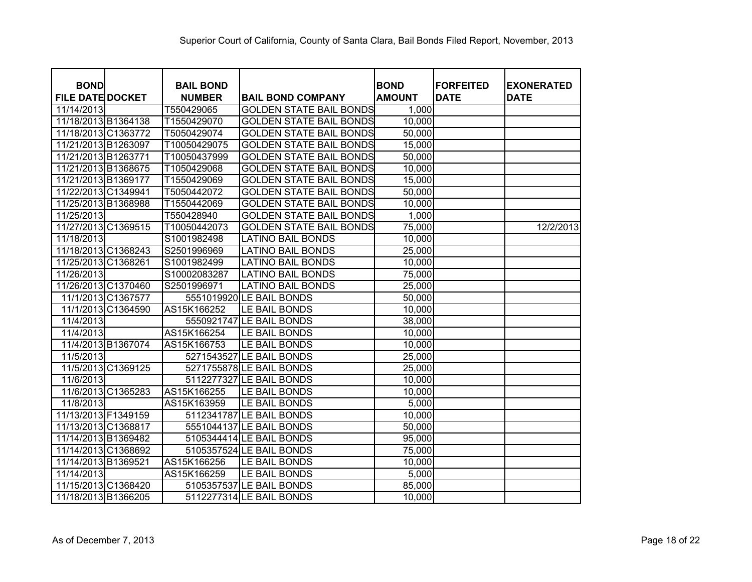Superior Court of California, County of Santa Clara, Bail Bonds Filed Report, November, 2013

| BOND FILE DATE | DOCKET | BAIL BOND NUMBER | BAIL BOND COMPANY | BOND AMOUNT | FORFEITED DATE | EXONERATED DATE |
|---|---|---|---|---|---|---|
| 11/14/2013 | | T550429065 | GOLDEN STATE BAIL BONDS | 1,000 | | |
| 11/18/2013 | B1364138 | T1550429070 | GOLDEN STATE BAIL BONDS | 10,000 | | |
| 11/18/2013 | C1363772 | T5050429074 | GOLDEN STATE BAIL BONDS | 50,000 | | |
| 11/21/2013 | B1263097 | T10050429075 | GOLDEN STATE BAIL BONDS | 15,000 | | |
| 11/21/2013 | B1263771 | T10050437999 | GOLDEN STATE BAIL BONDS | 50,000 | | |
| 11/21/2013 | B1368675 | T1050429068 | GOLDEN STATE BAIL BONDS | 10,000 | | |
| 11/21/2013 | B1369177 | T1550429069 | GOLDEN STATE BAIL BONDS | 15,000 | | |
| 11/22/2013 | C1349941 | T5050442072 | GOLDEN STATE BAIL BONDS | 50,000 | | |
| 11/25/2013 | B1368988 | T1550442069 | GOLDEN STATE BAIL BONDS | 10,000 | | |
| 11/25/2013 | | T550428940 | GOLDEN STATE BAIL BONDS | 1,000 | | |
| 11/27/2013 | C1369515 | T10050442073 | GOLDEN STATE BAIL BONDS | 75,000 | | 12/2/2013 |
| 11/18/2013 | | S1001982498 | LATINO BAIL BONDS | 10,000 | | |
| 11/18/2013 | C1368243 | S2501996969 | LATINO BAIL BONDS | 25,000 | | |
| 11/25/2013 | C1368261 | S1001982499 | LATINO BAIL BONDS | 10,000 | | |
| 11/26/2013 | | S10002083287 | LATINO BAIL BONDS | 75,000 | | |
| 11/26/2013 | C1370460 | S2501996971 | LATINO BAIL BONDS | 25,000 | | |
| 11/1/2013 | C1367577 | 5551019920 | LE BAIL BONDS | 50,000 | | |
| 11/1/2013 | C1364590 | AS15K166252 | LE BAIL BONDS | 10,000 | | |
| 11/4/2013 | | 5550921747 | LE BAIL BONDS | 38,000 | | |
| 11/4/2013 | | AS15K166254 | LE BAIL BONDS | 10,000 | | |
| 11/4/2013 | B1367074 | AS15K166753 | LE BAIL BONDS | 10,000 | | |
| 11/5/2013 | | 5271543527 | LE BAIL BONDS | 25,000 | | |
| 11/5/2013 | C1369125 | 5271755878 | LE BAIL BONDS | 25,000 | | |
| 11/6/2013 | | 5112277327 | LE BAIL BONDS | 10,000 | | |
| 11/6/2013 | C1365283 | AS15K166255 | LE BAIL BONDS | 10,000 | | |
| 11/8/2013 | | AS15K163959 | LE BAIL BONDS | 5,000 | | |
| 11/13/2013 | F1349159 | 5112341787 | LE BAIL BONDS | 10,000 | | |
| 11/13/2013 | C1368817 | 5551044137 | LE BAIL BONDS | 50,000 | | |
| 11/14/2013 | B1369482 | 5105344414 | LE BAIL BONDS | 95,000 | | |
| 11/14/2013 | C1368692 | 5105357524 | LE BAIL BONDS | 75,000 | | |
| 11/14/2013 | B1369521 | AS15K166256 | LE BAIL BONDS | 10,000 | | |
| 11/14/2013 | | AS15K166259 | LE BAIL BONDS | 5,000 | | |
| 11/15/2013 | C1368420 | 5105357537 | LE BAIL BONDS | 85,000 | | |
| 11/18/2013 | B1366205 | 5112277314 | LE BAIL BONDS | 10,000 | | |

As of December 7, 2013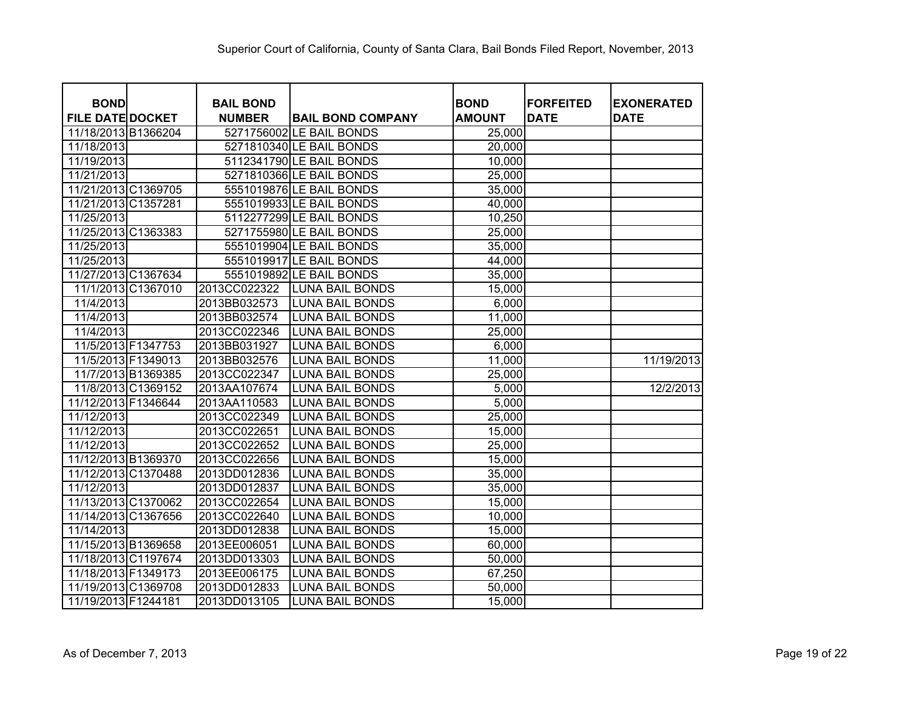Superior Court of California, County of Santa Clara, Bail Bonds Filed Report, November, 2013

| BOND FILE DATE | DOCKET | BAIL BOND NUMBER | BAIL BOND COMPANY | BOND AMOUNT | FORFEITED DATE | EXONERATED DATE |
|---|---|---|---|---|---|---|
| 11/18/2013 | B1366204 | 5271756002 | LE BAIL BONDS | 25,000 | | |
| 11/18/2013 | | 5271810340 | LE BAIL BONDS | 20,000 | | |
| 11/19/2013 | | 5112341790 | LE BAIL BONDS | 10,000 | | |
| 11/21/2013 | | 5271810366 | LE BAIL BONDS | 25,000 | | |
| 11/21/2013 | C1369705 | 5551019876 | LE BAIL BONDS | 35,000 | | |
| 11/21/2013 | C1357281 | 5551019933 | LE BAIL BONDS | 40,000 | | |
| 11/25/2013 | | 5112277299 | LE BAIL BONDS | 10,250 | | |
| 11/25/2013 | C1363383 | 5271755980 | LE BAIL BONDS | 25,000 | | |
| 11/25/2013 | | 5551019904 | LE BAIL BONDS | 35,000 | | |
| 11/25/2013 | | 5551019917 | LE BAIL BONDS | 44,000 | | |
| 11/27/2013 | C1367634 | 5551019892 | LE BAIL BONDS | 35,000 | | |
| 11/1/2013 | C1367010 | 2013CC022322 | LUNA BAIL BONDS | 15,000 | | |
| 11/4/2013 | | 2013BB032573 | LUNA BAIL BONDS | 6,000 | | |
| 11/4/2013 | | 2013BB032574 | LUNA BAIL BONDS | 11,000 | | |
| 11/4/2013 | | 2013CC022346 | LUNA BAIL BONDS | 25,000 | | |
| 11/5/2013 | F1347753 | 2013BB031927 | LUNA BAIL BONDS | 6,000 | | |
| 11/5/2013 | F1349013 | 2013BB032576 | LUNA BAIL BONDS | 11,000 | | 11/19/2013 |
| 11/7/2013 | B1369385 | 2013CC022347 | LUNA BAIL BONDS | 25,000 | | |
| 11/8/2013 | C1369152 | 2013AA107674 | LUNA BAIL BONDS | 5,000 | | 12/2/2013 |
| 11/12/2013 | F1346644 | 2013AA110583 | LUNA BAIL BONDS | 5,000 | | |
| 11/12/2013 | | 2013CC022349 | LUNA BAIL BONDS | 25,000 | | |
| 11/12/2013 | | 2013CC022651 | LUNA BAIL BONDS | 15,000 | | |
| 11/12/2013 | | 2013CC022652 | LUNA BAIL BONDS | 25,000 | | |
| 11/12/2013 | B1369370 | 2013CC022656 | LUNA BAIL BONDS | 15,000 | | |
| 11/12/2013 | C1370488 | 2013DD012836 | LUNA BAIL BONDS | 35,000 | | |
| 11/12/2013 | | 2013DD012837 | LUNA BAIL BONDS | 35,000 | | |
| 11/13/2013 | C1370062 | 2013CC022654 | LUNA BAIL BONDS | 15,000 | | |
| 11/14/2013 | C1367656 | 2013CC022640 | LUNA BAIL BONDS | 10,000 | | |
| 11/14/2013 | | 2013DD012838 | LUNA BAIL BONDS | 15,000 | | |
| 11/15/2013 | B1369658 | 2013EE006051 | LUNA BAIL BONDS | 60,000 | | |
| 11/18/2013 | C1197674 | 2013DD013303 | LUNA BAIL BONDS | 50,000 | | |
| 11/18/2013 | F1349173 | 2013EE006175 | LUNA BAIL BONDS | 67,250 | | |
| 11/19/2013 | C1369708 | 2013DD012833 | LUNA BAIL BONDS | 50,000 | | |
| 11/19/2013 | F1244181 | 2013DD013105 | LUNA BAIL BONDS | 15,000 | | |

As of December 7, 2013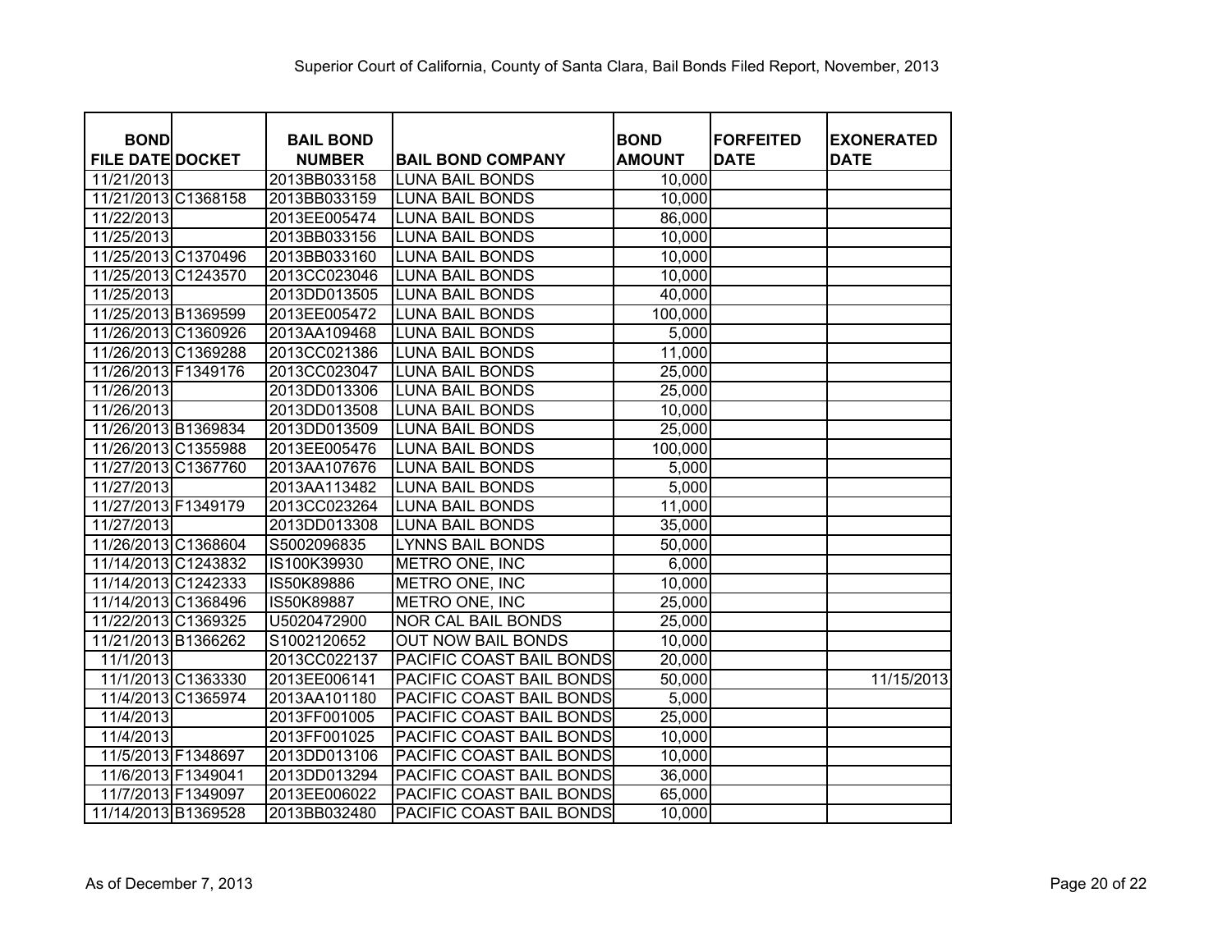Superior Court of California, County of Santa Clara, Bail Bonds Filed Report, November, 2013

| BOND FILE DATE | DOCKET | BAIL BOND NUMBER | BAIL BOND COMPANY | BOND AMOUNT | FORFEITED DATE | EXONERATED DATE |
|---|---|---|---|---|---|---|
| 11/21/2013 | | 2013BB033158 | LUNA BAIL BONDS | 10,000 | | |
| 11/21/2013 | C1368158 | 2013BB033159 | LUNA BAIL BONDS | 10,000 | | |
| 11/22/2013 | | 2013EE005474 | LUNA BAIL BONDS | 86,000 | | |
| 11/25/2013 | | 2013BB033156 | LUNA BAIL BONDS | 10,000 | | |
| 11/25/2013 | C1370496 | 2013BB033160 | LUNA BAIL BONDS | 10,000 | | |
| 11/25/2013 | C1243570 | 2013CC023046 | LUNA BAIL BONDS | 10,000 | | |
| 11/25/2013 | | 2013DD013505 | LUNA BAIL BONDS | 40,000 | | |
| 11/25/2013 | B1369599 | 2013EE005472 | LUNA BAIL BONDS | 100,000 | | |
| 11/26/2013 | C1360926 | 2013AA109468 | LUNA BAIL BONDS | 5,000 | | |
| 11/26/2013 | C1369288 | 2013CC021386 | LUNA BAIL BONDS | 11,000 | | |
| 11/26/2013 | F1349176 | 2013CC023047 | LUNA BAIL BONDS | 25,000 | | |
| 11/26/2013 | | 2013DD013306 | LUNA BAIL BONDS | 25,000 | | |
| 11/26/2013 | | 2013DD013508 | LUNA BAIL BONDS | 10,000 | | |
| 11/26/2013 | B1369834 | 2013DD013509 | LUNA BAIL BONDS | 25,000 | | |
| 11/26/2013 | C1355988 | 2013EE005476 | LUNA BAIL BONDS | 100,000 | | |
| 11/27/2013 | C1367760 | 2013AA107676 | LUNA BAIL BONDS | 5,000 | | |
| 11/27/2013 | | 2013AA113482 | LUNA BAIL BONDS | 5,000 | | |
| 11/27/2013 | F1349179 | 2013CC023264 | LUNA BAIL BONDS | 11,000 | | |
| 11/27/2013 | | 2013DD013308 | LUNA BAIL BONDS | 35,000 | | |
| 11/26/2013 | C1368604 | S5002096835 | LYNNS BAIL BONDS | 50,000 | | |
| 11/14/2013 | C1243832 | IS100K39930 | METRO ONE, INC | 6,000 | | |
| 11/14/2013 | C1242333 | IS50K89886 | METRO ONE, INC | 10,000 | | |
| 11/14/2013 | C1368496 | IS50K89887 | METRO ONE, INC | 25,000 | | |
| 11/22/2013 | C1369325 | U5020472900 | NOR CAL BAIL BONDS | 25,000 | | |
| 11/21/2013 | B1366262 | S1002120652 | OUT NOW BAIL BONDS | 10,000 | | |
| 11/1/2013 | | 2013CC022137 | PACIFIC COAST BAIL BONDS | 20,000 | | |
| 11/1/2013 | C1363330 | 2013EE006141 | PACIFIC COAST BAIL BONDS | 50,000 | | 11/15/2013 |
| 11/4/2013 | C1365974 | 2013AA101180 | PACIFIC COAST BAIL BONDS | 5,000 | | |
| 11/4/2013 | | 2013FF001005 | PACIFIC COAST BAIL BONDS | 25,000 | | |
| 11/4/2013 | | 2013FF001025 | PACIFIC COAST BAIL BONDS | 10,000 | | |
| 11/5/2013 | F1348697 | 2013DD013106 | PACIFIC COAST BAIL BONDS | 10,000 | | |
| 11/6/2013 | F1349041 | 2013DD013294 | PACIFIC COAST BAIL BONDS | 36,000 | | |
| 11/7/2013 | F1349097 | 2013EE006022 | PACIFIC COAST BAIL BONDS | 65,000 | | |
| 11/14/2013 | B1369528 | 2013BB032480 | PACIFIC COAST BAIL BONDS | 10,000 | | |

As of December 7, 2013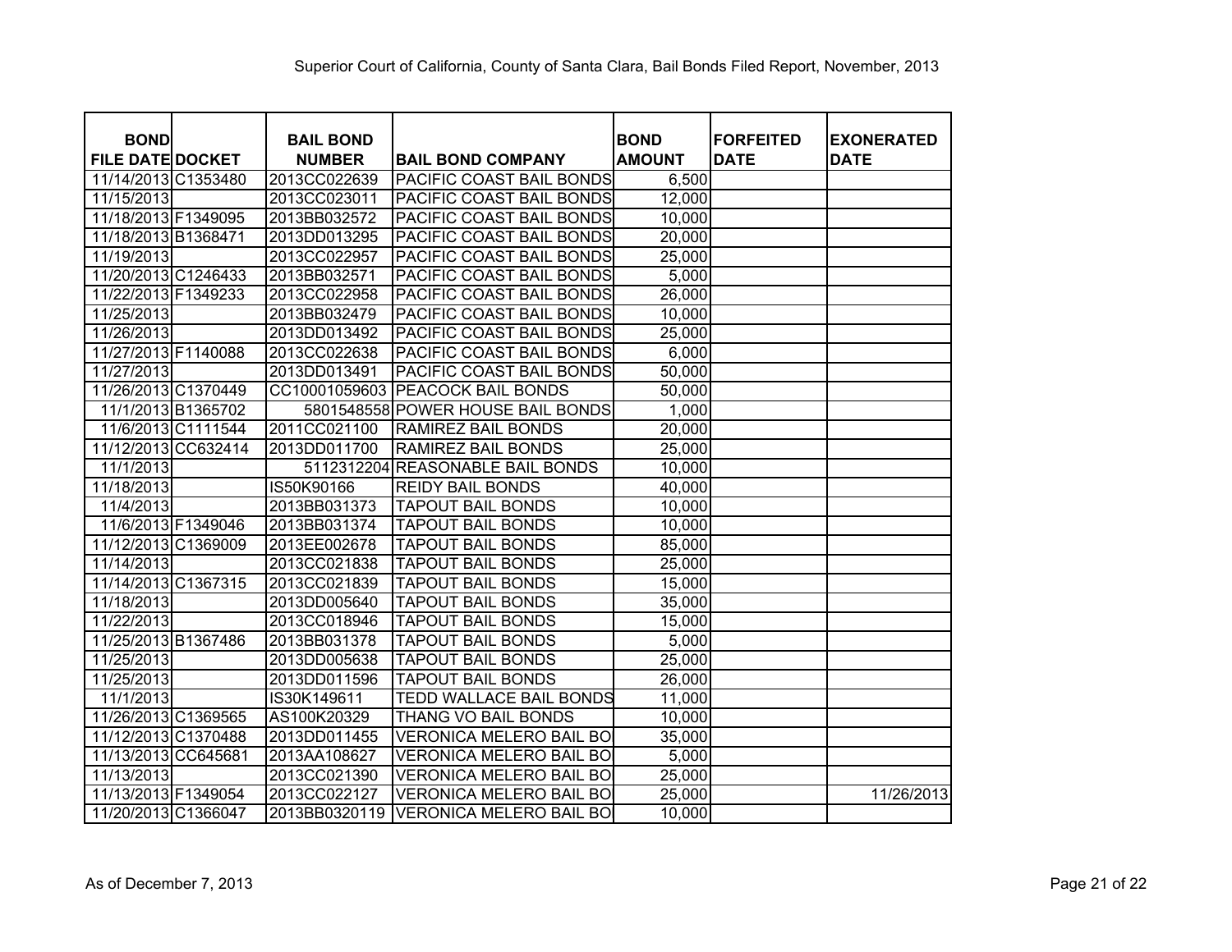Superior Court of California, County of Santa Clara, Bail Bonds Filed Report, November, 2013

| BOND FILE DATE | DOCKET | BAIL BOND NUMBER | BAIL BOND COMPANY | BOND AMOUNT | FORFEITED DATE | EXONERATED DATE |
|---|---|---|---|---|---|---|
| 11/14/2013 | C1353480 | 2013CC022639 | PACIFIC COAST BAIL BONDS | 6,500 | | |
| 11/15/2013 | | 2013CC023011 | PACIFIC COAST BAIL BONDS | 12,000 | | |
| 11/18/2013 | F1349095 | 2013BB032572 | PACIFIC COAST BAIL BONDS | 10,000 | | |
| 11/18/2013 | B1368471 | 2013DD013295 | PACIFIC COAST BAIL BONDS | 20,000 | | |
| 11/19/2013 | | 2013CC022957 | PACIFIC COAST BAIL BONDS | 25,000 | | |
| 11/20/2013 | C1246433 | 2013BB032571 | PACIFIC COAST BAIL BONDS | 5,000 | | |
| 11/22/2013 | F1349233 | 2013CC022958 | PACIFIC COAST BAIL BONDS | 26,000 | | |
| 11/25/2013 | | 2013BB032479 | PACIFIC COAST BAIL BONDS | 10,000 | | |
| 11/26/2013 | | 2013DD013492 | PACIFIC COAST BAIL BONDS | 25,000 | | |
| 11/27/2013 | F1140088 | 2013CC022638 | PACIFIC COAST BAIL BONDS | 6,000 | | |
| 11/27/2013 | | 2013DD013491 | PACIFIC COAST BAIL BONDS | 50,000 | | |
| 11/26/2013 | C1370449 | CC10001059603 | PEACOCK BAIL BONDS | 50,000 | | |
| 11/1/2013 | B1365702 | 5801548558 | POWER HOUSE BAIL BONDS | 1,000 | | |
| 11/6/2013 | C1111544 | 2011CC021100 | RAMIREZ BAIL BONDS | 20,000 | | |
| 11/12/2013 | CC632414 | 2013DD011700 | RAMIREZ BAIL BONDS | 25,000 | | |
| 11/1/2013 | | 5112312204 | REASONABLE BAIL BONDS | 10,000 | | |
| 11/18/2013 | | IS50K90166 | REIDY BAIL BONDS | 40,000 | | |
| 11/4/2013 | | 2013BB031373 | TAPOUT BAIL BONDS | 10,000 | | |
| 11/6/2013 | F1349046 | 2013BB031374 | TAPOUT BAIL BONDS | 10,000 | | |
| 11/12/2013 | C1369009 | 2013EE002678 | TAPOUT BAIL BONDS | 85,000 | | |
| 11/14/2013 | | 2013CC021838 | TAPOUT BAIL BONDS | 25,000 | | |
| 11/14/2013 | C1367315 | 2013CC021839 | TAPOUT BAIL BONDS | 15,000 | | |
| 11/18/2013 | | 2013DD005640 | TAPOUT BAIL BONDS | 35,000 | | |
| 11/22/2013 | | 2013CC018946 | TAPOUT BAIL BONDS | 15,000 | | |
| 11/25/2013 | B1367486 | 2013BB031378 | TAPOUT BAIL BONDS | 5,000 | | |
| 11/25/2013 | | 2013DD005638 | TAPOUT BAIL BONDS | 25,000 | | |
| 11/25/2013 | | 2013DD011596 | TAPOUT BAIL BONDS | 26,000 | | |
| 11/1/2013 | | IS30K149611 | TEDD WALLACE BAIL BONDS | 11,000 | | |
| 11/26/2013 | C1369565 | AS100K20329 | THANG VO BAIL BONDS | 10,000 | | |
| 11/12/2013 | C1370488 | 2013DD011455 | VERONICA MELERO BAIL BO | 35,000 | | |
| 11/13/2013 | CC645681 | 2013AA108627 | VERONICA MELERO BAIL BO | 5,000 | | |
| 11/13/2013 | | 2013CC021390 | VERONICA MELERO BAIL BO | 25,000 | | |
| 11/13/2013 | F1349054 | 2013CC022127 | VERONICA MELERO BAIL BO | 25,000 | | 11/26/2013 |
| 11/20/2013 | C1366047 | 2013BB0320119 | VERONICA MELERO BAIL BO | 10,000 | | |

As of December 7, 2013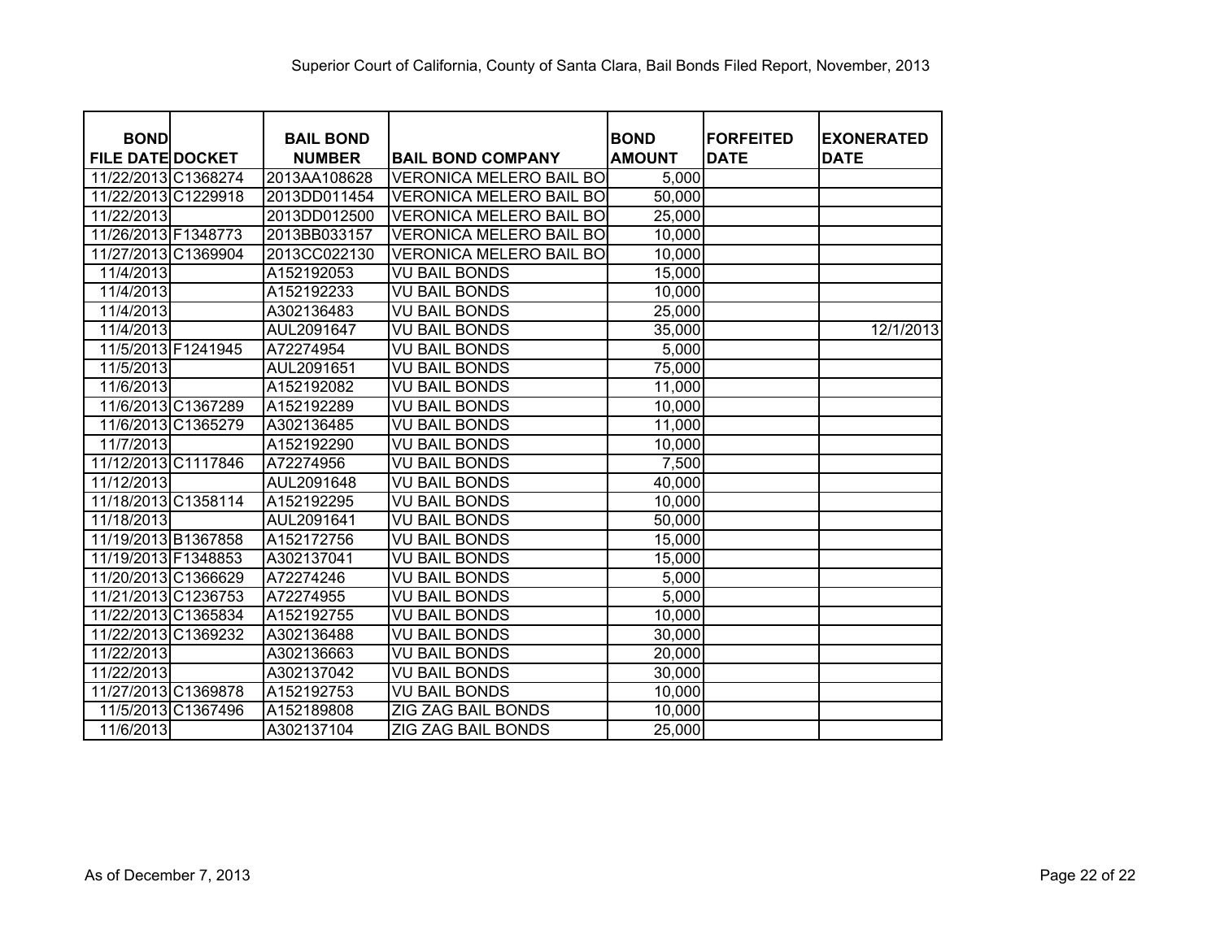Superior Court of California, County of Santa Clara, Bail Bonds Filed Report, November, 2013

| BOND FILE DATE | DOCKET | BAIL BOND NUMBER | BAIL BOND COMPANY | BOND AMOUNT | FORFEITED DATE | EXONERATED DATE |
|---|---|---|---|---|---|---|
| 11/22/2013 | C1368274 | 2013AA108628 | VERONICA MELERO BAIL BO | 5,000 | | |
| 11/22/2013 | C1229918 | 2013DD011454 | VERONICA MELERO BAIL BO | 50,000 | | |
| 11/22/2013 | | 2013DD012500 | VERONICA MELERO BAIL BO | 25,000 | | |
| 11/26/2013 | F1348773 | 2013BB033157 | VERONICA MELERO BAIL BO | 10,000 | | |
| 11/27/2013 | C1369904 | 2013CC022130 | VERONICA MELERO BAIL BO | 10,000 | | |
| 11/4/2013 | | A152192053 | VU BAIL BONDS | 15,000 | | |
| 11/4/2013 | | A152192233 | VU BAIL BONDS | 10,000 | | |
| 11/4/2013 | | A302136483 | VU BAIL BONDS | 25,000 | | |
| 11/4/2013 | | AUL2091647 | VU BAIL BONDS | 35,000 | | 12/1/2013 |
| 11/5/2013 | F1241945 | A72274954 | VU BAIL BONDS | 5,000 | | |
| 11/5/2013 | | AUL2091651 | VU BAIL BONDS | 75,000 | | |
| 11/6/2013 | | A152192082 | VU BAIL BONDS | 11,000 | | |
| 11/6/2013 | C1367289 | A152192289 | VU BAIL BONDS | 10,000 | | |
| 11/6/2013 | C1365279 | A302136485 | VU BAIL BONDS | 11,000 | | |
| 11/7/2013 | | A152192290 | VU BAIL BONDS | 10,000 | | |
| 11/12/2013 | C1117846 | A72274956 | VU BAIL BONDS | 7,500 | | |
| 11/12/2013 | | AUL2091648 | VU BAIL BONDS | 40,000 | | |
| 11/18/2013 | C1358114 | A152192295 | VU BAIL BONDS | 10,000 | | |
| 11/18/2013 | | AUL2091641 | VU BAIL BONDS | 50,000 | | |
| 11/19/2013 | B1367858 | A152172756 | VU BAIL BONDS | 15,000 | | |
| 11/19/2013 | F1348853 | A302137041 | VU BAIL BONDS | 15,000 | | |
| 11/20/2013 | C1366629 | A72274246 | VU BAIL BONDS | 5,000 | | |
| 11/21/2013 | C1236753 | A72274955 | VU BAIL BONDS | 5,000 | | |
| 11/22/2013 | C1365834 | A152192755 | VU BAIL BONDS | 10,000 | | |
| 11/22/2013 | C1369232 | A302136488 | VU BAIL BONDS | 30,000 | | |
| 11/22/2013 | | A302136663 | VU BAIL BONDS | 20,000 | | |
| 11/22/2013 | | A302137042 | VU BAIL BONDS | 30,000 | | |
| 11/27/2013 | C1369878 | A152192753 | VU BAIL BONDS | 10,000 | | |
| 11/5/2013 | C1367496 | A152189808 | ZIG ZAG BAIL BONDS | 10,000 | | |
| 11/6/2013 | | A302137104 | ZIG ZAG BAIL BONDS | 25,000 | | |

As of December 7, 2013